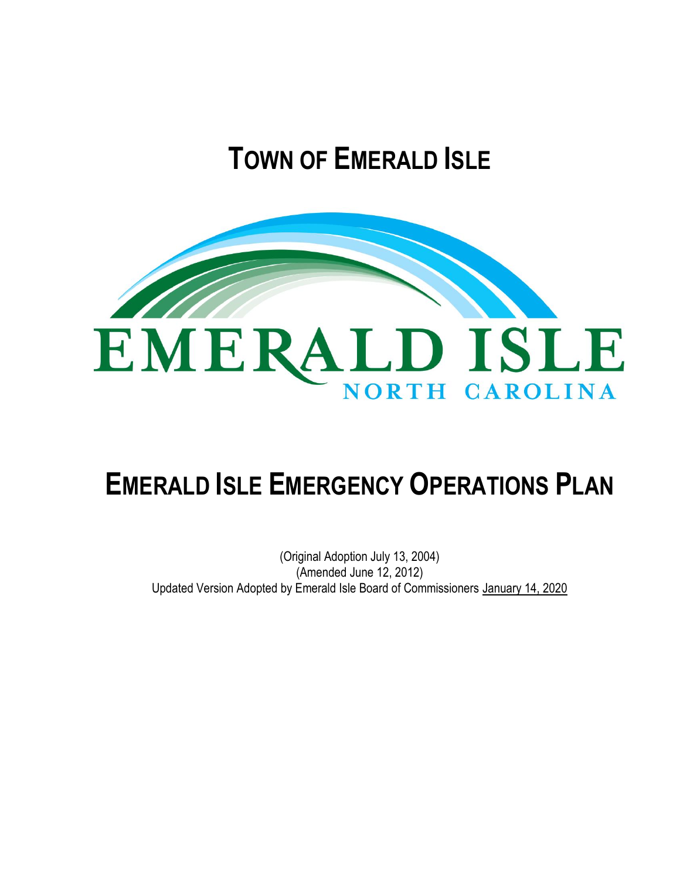# TOWN OF EMERALD ISLE

EMERALD ISLE
NORTH CAROLINA

# EMERALD ISLE EMERGENCY OPERATIONS PLAN

(Original Adoption July 13, 2004)
(Amended June 12, 2012)
Updated Version Adopted by Emerald Isle Board of Commissioners January 14, 2020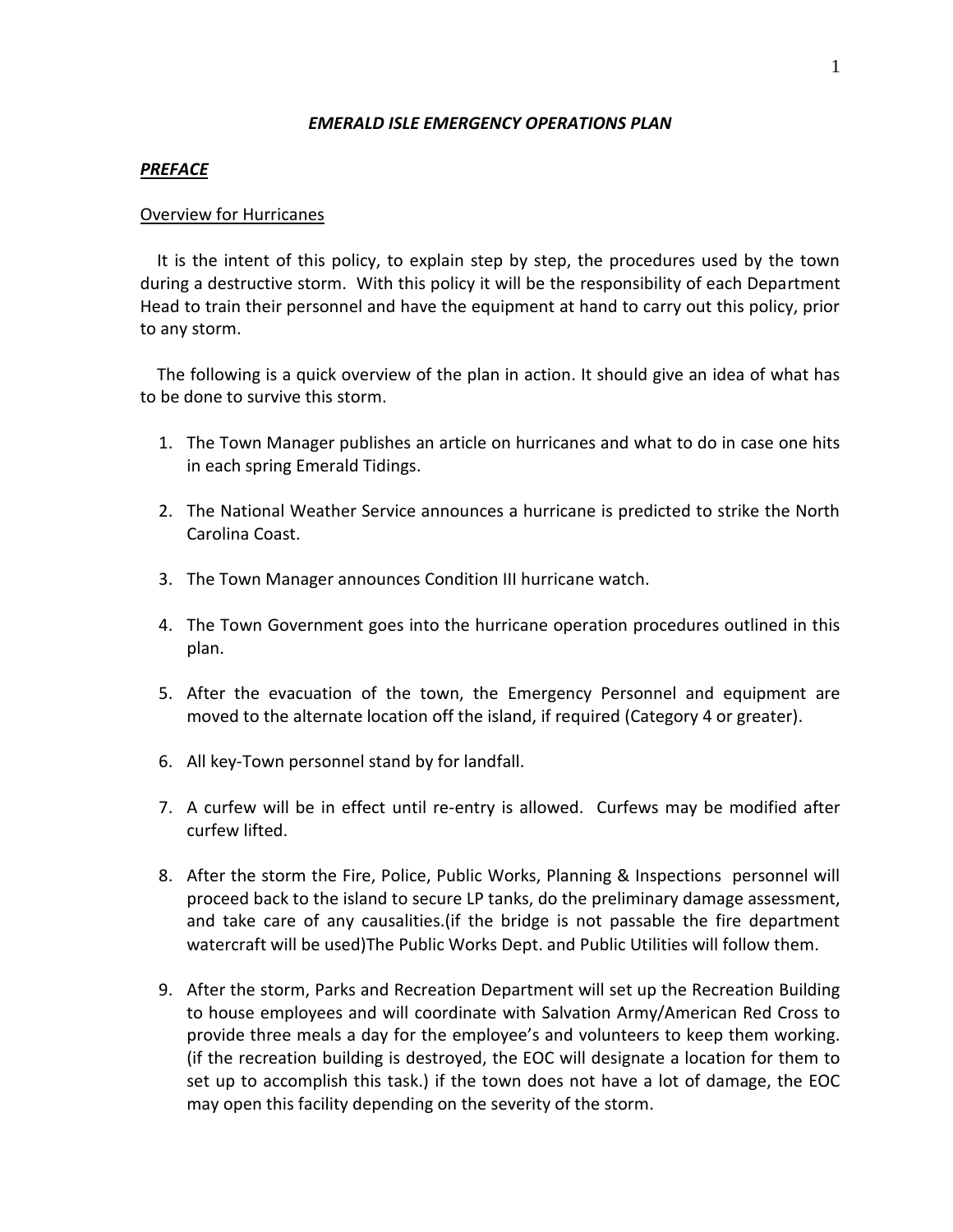### *EMERALD ISLE EMERGENCY OPERATIONS PLAN*

***PREFACE***

Overview for Hurricanes

It is the intent of this policy, to explain step by step, the procedures used by the town during a destructive storm. With this policy it will be the responsibility of each Department Head to train their personnel and have the equipment at hand to carry out this policy, prior to any storm.

The following is a quick overview of the plan in action. It should give an idea of what has to be done to survive this storm.

1. The Town Manager publishes an article on hurricanes and what to do in case one hits in each spring Emerald Tidings.
2. The National Weather Service announces a hurricane is predicted to strike the North Carolina Coast.
3. The Town Manager announces Condition III hurricane watch.
4. The Town Government goes into the hurricane operation procedures outlined in this plan.
5. After the evacuation of the town, the Emergency Personnel and equipment are moved to the alternate location off the island, if required (Category 4 or greater).
6. All key-Town personnel stand by for landfall.
7. A curfew will be in effect until re-entry is allowed. Curfews may be modified after curfew lifted.
8. After the storm the Fire, Police, Public Works, Planning & Inspections personnel will proceed back to the island to secure LP tanks, do the preliminary damage assessment, and take care of any causalities.(if the bridge is not passable the fire department watercraft will be used)The Public Works Dept. and Public Utilities will follow them.
9. After the storm, Parks and Recreation Department will set up the Recreation Building to house employees and will coordinate with Salvation Army/American Red Cross to provide three meals a day for the employee's and volunteers to keep them working. (if the recreation building is destroyed, the EOC will designate a location for them to set up to accomplish this task.) if the town does not have a lot of damage, the EOC may open this facility depending on the severity of the storm.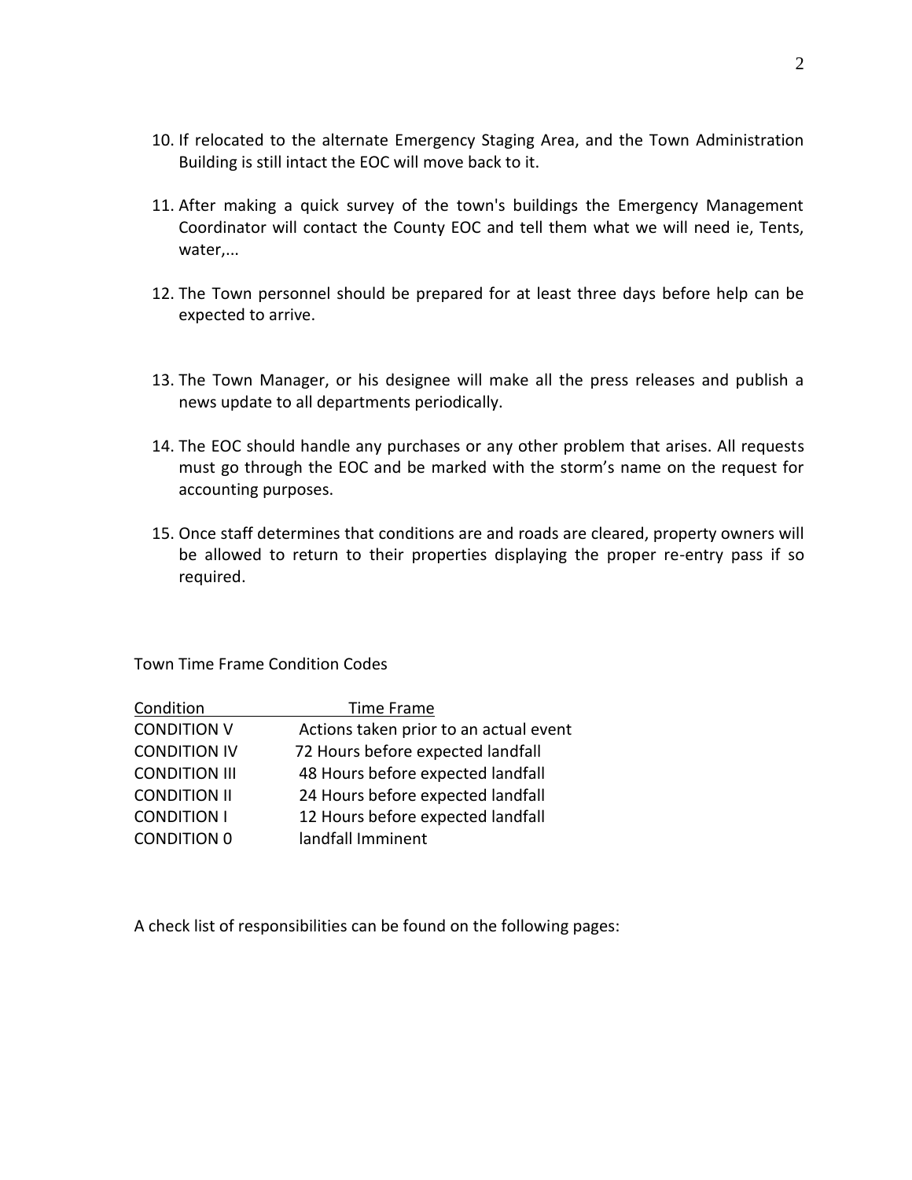10. If relocated to the alternate Emergency Staging Area, and the Town Administration Building is still intact the EOC will move back to it.

11. After making a quick survey of the town's buildings the Emergency Management Coordinator will contact the County EOC and tell them what we will need ie, Tents, water,...

12. The Town personnel should be prepared for at least three days before help can be expected to arrive.

13. The Town Manager, or his designee will make all the press releases and publish a news update to all departments periodically.

14. The EOC should handle any purchases or any other problem that arises. All requests must go through the EOC and be marked with the storm's name on the request for accounting purposes.

15. Once staff determines that conditions are and roads are cleared, property owners will be allowed to return to their properties displaying the proper re-entry pass if so required.

Town Time Frame Condition Codes

| Condition | Time Frame |
| --- | --- |
| CONDITION V | Actions taken prior to an actual event |
| CONDITION IV | 72 Hours before expected landfall |
| CONDITION III | 48 Hours before expected landfall |
| CONDITION II | 24 Hours before expected landfall |
| CONDITION I | 12 Hours before expected landfall |
| CONDITION 0 | landfall Imminent |

A check list of responsibilities can be found on the following pages: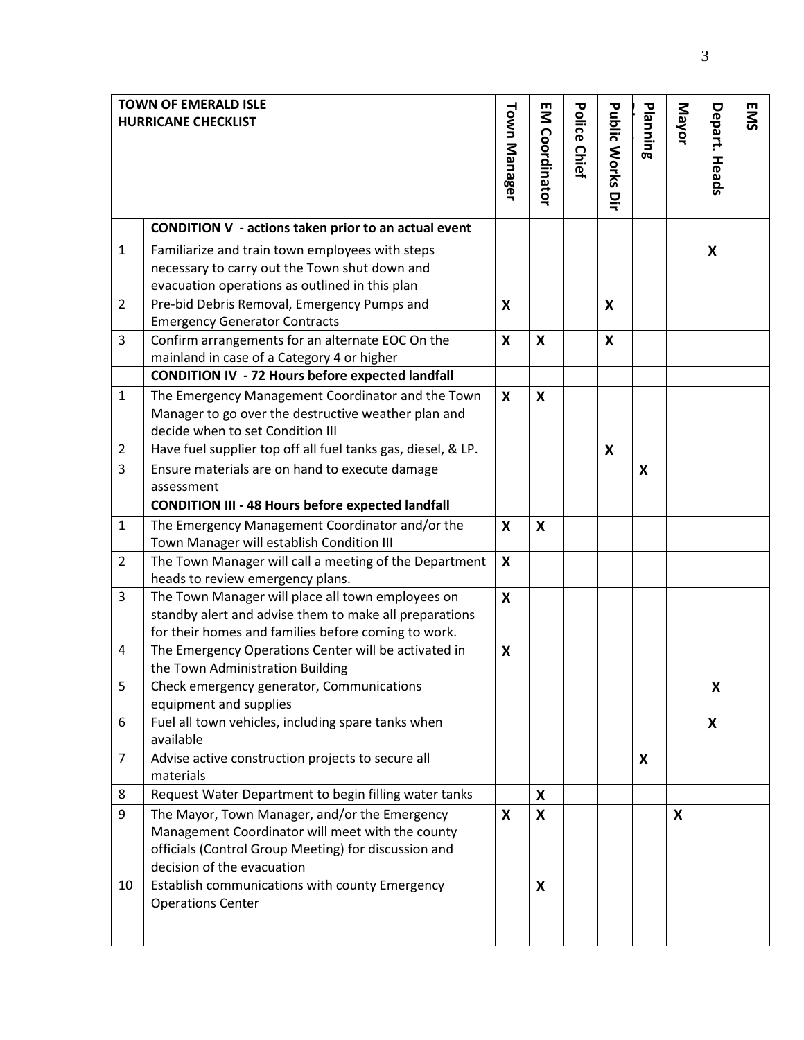| | TOWN OF EMERALD ISLE HURRICANE CHECKLIST | Town Manager | EM Coordinator | Police Chief | Public Works Dir | Planning | Mayor | Depart. Heads | EMS |
|---|---|---|---|---|---|---|---|---|---|
| | **CONDITION V - actions taken prior to an actual event** | | | | | | | | |
| 1 | Familiarize and train town employees with steps necessary to carry out the Town shut down and evacuation operations as outlined in this plan | | | | | | | **X** | |
| 2 | Pre-bid Debris Removal, Emergency Pumps and Emergency Generator Contracts | **X** | | | **X** | | | | |
| 3 | Confirm arrangements for an alternate EOC On the mainland in case of a Category 4 or higher | **X** | **X** | | **X** | | | | |
| | **CONDITION IV - 72 Hours before expected landfall** | | | | | | | | |
| 1 | The Emergency Management Coordinator and the Town Manager to go over the destructive weather plan and decide when to set Condition III | **X** | **X** | | | | | | |
| 2 | Have fuel supplier top off all fuel tanks gas, diesel, & LP. | | | | **X** | | | | |
| 3 | Ensure materials are on hand to execute damage assessment | | | | | **X** | | | |
| | **CONDITION III - 48 Hours before expected landfall** | | | | | | | | |
| 1 | The Emergency Management Coordinator and/or the Town Manager will establish Condition III | **X** | **X** | | | | | | |
| 2 | The Town Manager will call a meeting of the Department heads to review emergency plans. | **X** | | | | | | | |
| 3 | The Town Manager will place all town employees on standby alert and advise them to make all preparations for their homes and families before coming to work. | **X** | | | | | | | |
| 4 | The Emergency Operations Center will be activated in the Town Administration Building | **X** | | | | | | | |
| 5 | Check emergency generator, Communications equipment and supplies | | | | | | | **X** | |
| 6 | Fuel all town vehicles, including spare tanks when available | | | | | | | **X** | |
| 7 | Advise active construction projects to secure all materials | | | | | **X** | | | |
| 8 | Request Water Department to begin filling water tanks | | **X** | | | | | | |
| 9 | The Mayor, Town Manager, and/or the Emergency Management Coordinator will meet with the county officials (Control Group Meeting) for discussion and decision of the evacuation | **X** | **X** | | | | **X** | | |
| 10 | Establish communications with county Emergency Operations Center | | **X** | | | | | | |
| | | | | | | | | | |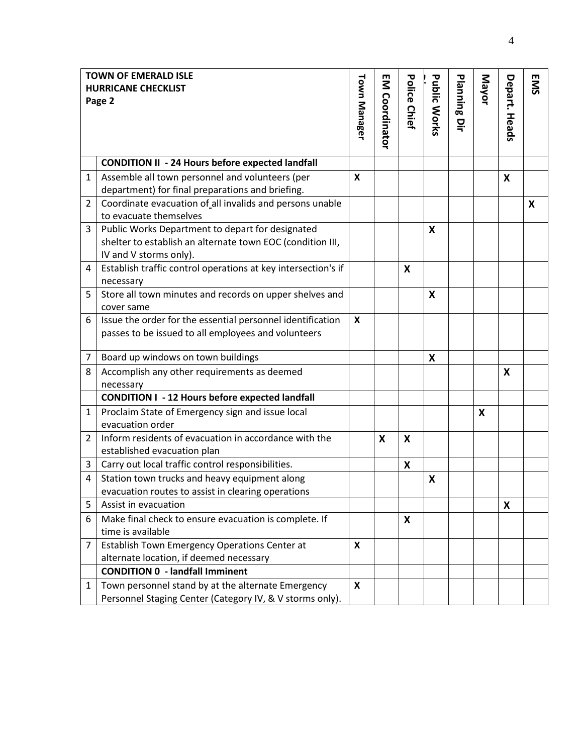| | TOWN OF EMERALD ISLE<br>HURRICANE CHECKLIST<br>Page 2 | Town Manager | EM Coordinator | Police Chief | Public Works | Planning Dir | Mayor | Depart. Heads | EMS |
|---|---|---|---|---|---|---|---|---|---|
| | **CONDITION II - 24 Hours before expected landfall** | | | | | | | | |
| 1 | Assemble all town personnel and volunteers (per department) for final preparations and briefing. | X | | | | | | X | |
| 2 | Coordinate evacuation of all invalids and persons unable to evacuate themselves | | | | | | | | X |
| 3 | Public Works Department to depart for designated shelter to establish an alternate town EOC (condition III, IV and V storms only). | | | | X | | | | |
| 4 | Establish traffic control operations at key intersection's if necessary | | | X | | | | | |
| 5 | Store all town minutes and records on upper shelves and cover same | | | | X | | | | |
| 6 | Issue the order for the essential personnel identification passes to be issued to all employees and volunteers | X | | | | | | | |
| 7 | Board up windows on town buildings | | | | X | | | | |
| 8 | Accomplish any other requirements as deemed necessary | | | | | | | X | |
| | **CONDITION I - 12 Hours before expected landfall** | | | | | | | | |
| 1 | Proclaim State of Emergency sign and issue local evacuation order | | | | | | X | | |
| 2 | Inform residents of evacuation in accordance with the established evacuation plan | | X | X | | | | | |
| 3 | Carry out local traffic control responsibilities. | | | X | | | | | |
| 4 | Station town trucks and heavy equipment along evacuation routes to assist in clearing operations | | | | X | | | | |
| 5 | Assist in evacuation | | | | | | | X | |
| 6 | Make final check to ensure evacuation is complete. If time is available | | | X | | | | | |
| 7 | Establish Town Emergency Operations Center at alternate location, if deemed necessary | X | | | | | | | |
| | **CONDITION 0 - landfall Imminent** | | | | | | | | |
| 1 | Town personnel stand by at the alternate Emergency Personnel Staging Center (Category IV, & V storms only). | X | | | | | | | |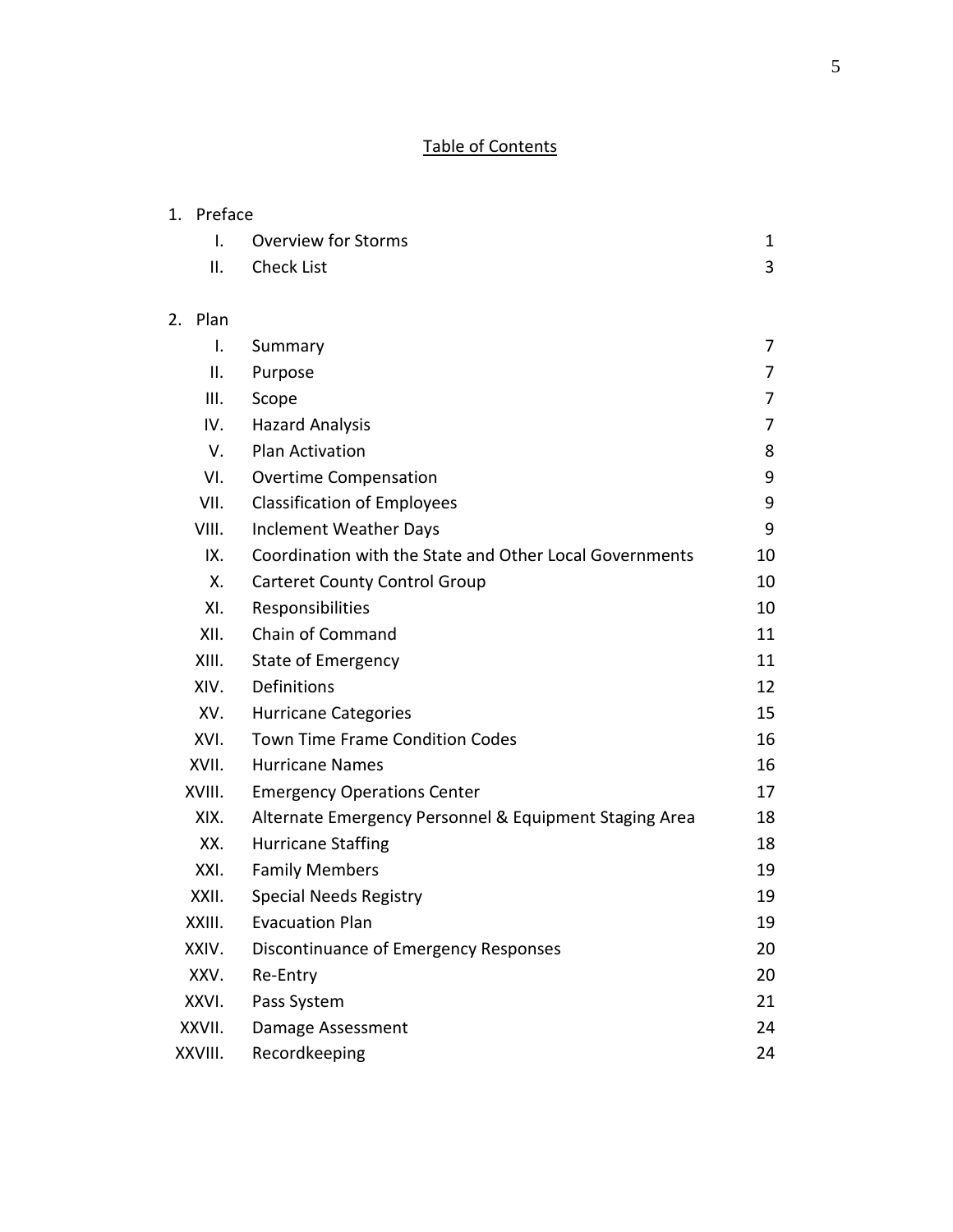## Table of Contents

1. Preface

| | | |
|---|---|---|
| I. | Overview for Storms | 1 |
| II. | Check List | 3 |

2. Plan

| | | |
|---|---|---|
| I. | Summary | 7 |
| II. | Purpose | 7 |
| III. | Scope | 7 |
| IV. | Hazard Analysis | 7 |
| V. | Plan Activation | 8 |
| VI. | Overtime Compensation | 9 |
| VII. | Classification of Employees | 9 |
| VIII. | Inclement Weather Days | 9 |
| IX. | Coordination with the State and Other Local Governments | 10 |
| X. | Carteret County Control Group | 10 |
| XI. | Responsibilities | 10 |
| XII. | Chain of Command | 11 |
| XIII. | State of Emergency | 11 |
| XIV. | Definitions | 12 |
| XV. | Hurricane Categories | 15 |
| XVI. | Town Time Frame Condition Codes | 16 |
| XVII. | Hurricane Names | 16 |
| XVIII. | Emergency Operations Center | 17 |
| XIX. | Alternate Emergency Personnel & Equipment Staging Area | 18 |
| XX. | Hurricane Staffing | 18 |
| XXI. | Family Members | 19 |
| XXII. | Special Needs Registry | 19 |
| XXIII. | Evacuation Plan | 19 |
| XXIV. | Discontinuance of Emergency Responses | 20 |
| XXV. | Re-Entry | 20 |
| XXVI. | Pass System | 21 |
| XXVII. | Damage Assessment | 24 |
| XXVIII. | Recordkeeping | 24 |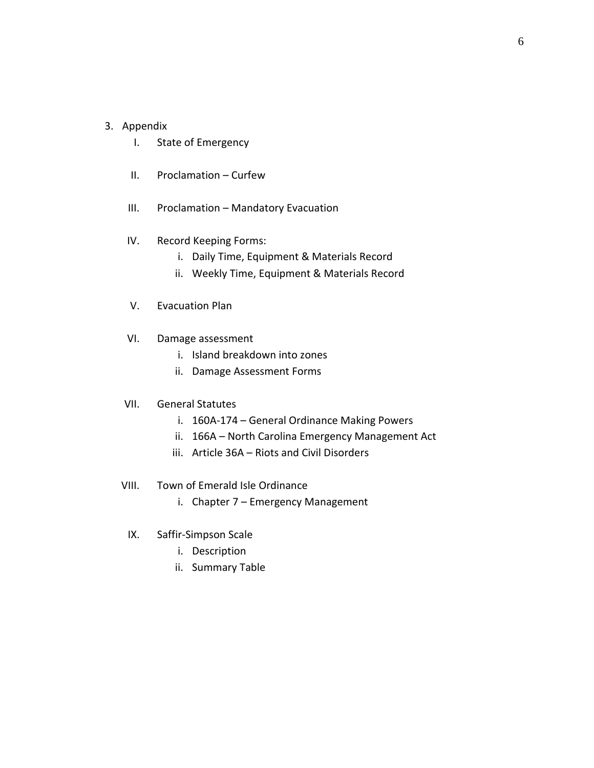3. Appendix
   I. State of Emergency

   II. Proclamation – Curfew

   III. Proclamation – Mandatory Evacuation

   IV. Record Keeping Forms:
      i. Daily Time, Equipment & Materials Record
      ii. Weekly Time, Equipment & Materials Record

   V. Evacuation Plan

   VI. Damage assessment
      i. Island breakdown into zones
      ii. Damage Assessment Forms

   VII. General Statutes
      i. 160A-174 – General Ordinance Making Powers
      ii. 166A – North Carolina Emergency Management Act
      iii. Article 36A – Riots and Civil Disorders

   VIII. Town of Emerald Isle Ordinance
      i. Chapter 7 – Emergency Management

   IX. Saffir-Simpson Scale
      i. Description
      ii. Summary Table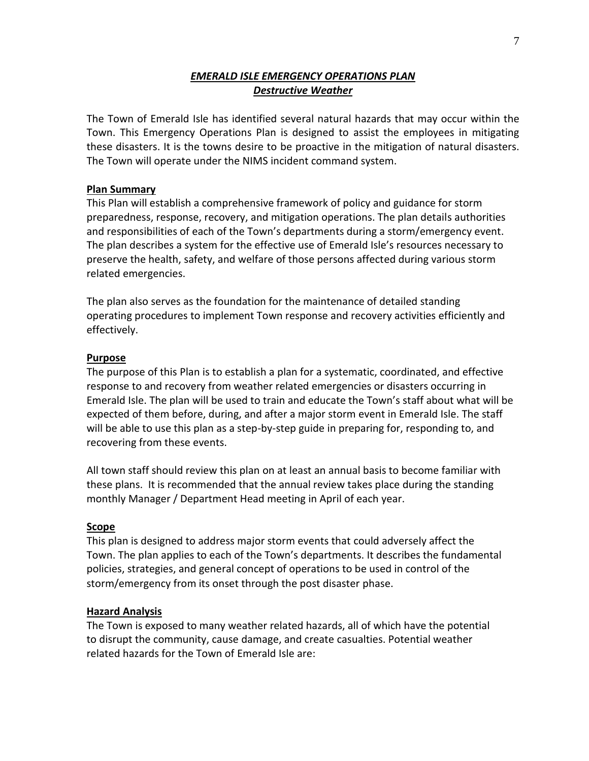## ***EMERALD ISLE EMERGENCY OPERATIONS PLAN***
## ***Destructive Weather***

The Town of Emerald Isle has identified several natural hazards that may occur within the Town. This Emergency Operations Plan is designed to assist the employees in mitigating these disasters. It is the towns desire to be proactive in the mitigation of natural disasters. The Town will operate under the NIMS incident command system.

### Plan Summary

This Plan will establish a comprehensive framework of policy and guidance for storm preparedness, response, recovery, and mitigation operations. The plan details authorities and responsibilities of each of the Town's departments during a storm/emergency event. The plan describes a system for the effective use of Emerald Isle's resources necessary to preserve the health, safety, and welfare of those persons affected during various storm related emergencies.

The plan also serves as the foundation for the maintenance of detailed standing operating procedures to implement Town response and recovery activities efficiently and effectively.

### Purpose

The purpose of this Plan is to establish a plan for a systematic, coordinated, and effective response to and recovery from weather related emergencies or disasters occurring in Emerald Isle. The plan will be used to train and educate the Town's staff about what will be expected of them before, during, and after a major storm event in Emerald Isle. The staff will be able to use this plan as a step-by-step guide in preparing for, responding to, and recovering from these events.

All town staff should review this plan on at least an annual basis to become familiar with these plans. It is recommended that the annual review takes place during the standing monthly Manager / Department Head meeting in April of each year.

### Scope

This plan is designed to address major storm events that could adversely affect the Town. The plan applies to each of the Town's departments. It describes the fundamental policies, strategies, and general concept of operations to be used in control of the storm/emergency from its onset through the post disaster phase.

### Hazard Analysis

The Town is exposed to many weather related hazards, all of which have the potential to disrupt the community, cause damage, and create casualties. Potential weather related hazards for the Town of Emerald Isle are: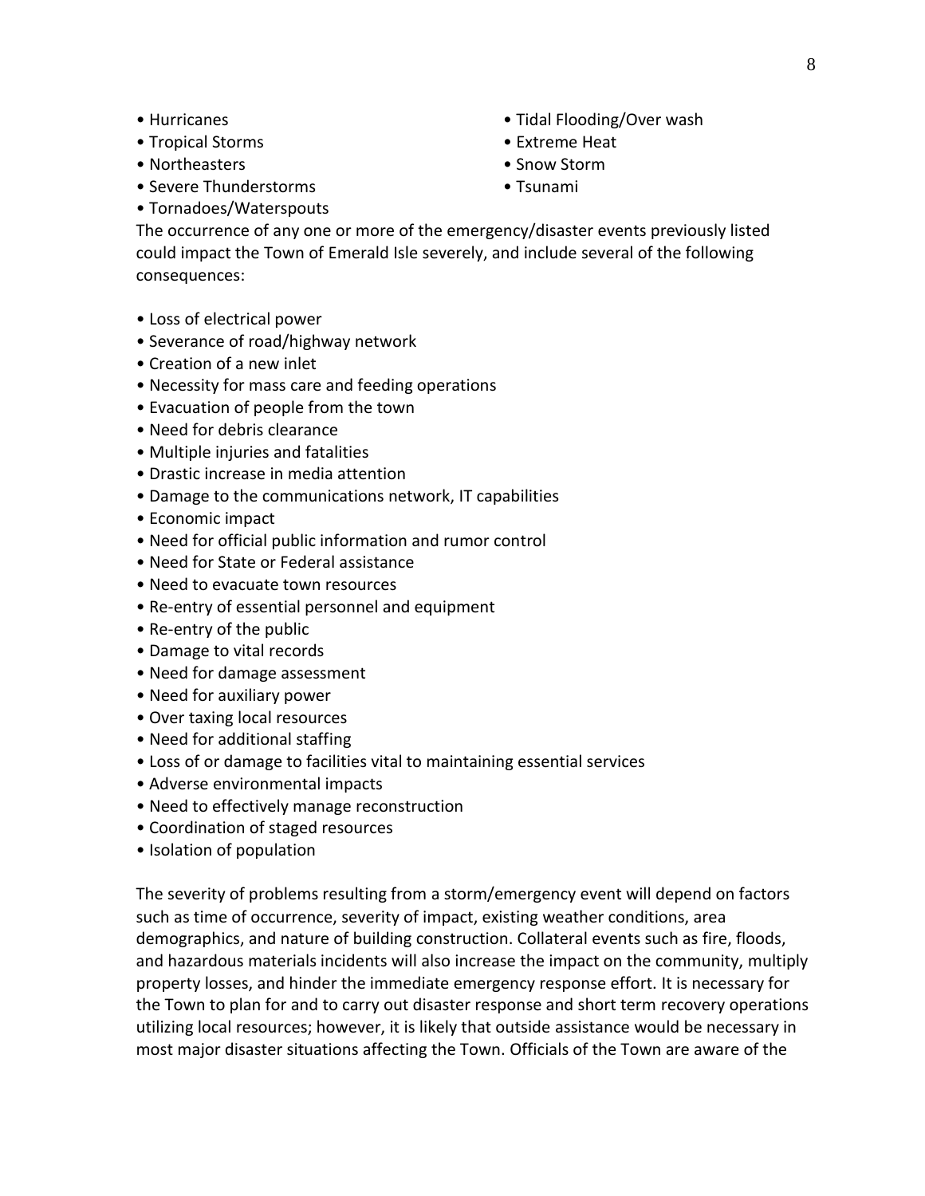- Hurricanes
- Tropical Storms
- Northeasters
- Severe Thunderstorms
- Tornadoes/Waterspouts
- Tidal Flooding/Over wash
- Extreme Heat
- Snow Storm
- Tsunami

The occurrence of any one or more of the emergency/disaster events previously listed could impact the Town of Emerald Isle severely, and include several of the following consequences:

- Loss of electrical power
- Severance of road/highway network
- Creation of a new inlet
- Necessity for mass care and feeding operations
- Evacuation of people from the town
- Need for debris clearance
- Multiple injuries and fatalities
- Drastic increase in media attention
- Damage to the communications network, IT capabilities
- Economic impact
- Need for official public information and rumor control
- Need for State or Federal assistance
- Need to evacuate town resources
- Re-entry of essential personnel and equipment
- Re-entry of the public
- Damage to vital records
- Need for damage assessment
- Need for auxiliary power
- Over taxing local resources
- Need for additional staffing
- Loss of or damage to facilities vital to maintaining essential services
- Adverse environmental impacts
- Need to effectively manage reconstruction
- Coordination of staged resources
- Isolation of population

The severity of problems resulting from a storm/emergency event will depend on factors such as time of occurrence, severity of impact, existing weather conditions, area demographics, and nature of building construction. Collateral events such as fire, floods, and hazardous materials incidents will also increase the impact on the community, multiply property losses, and hinder the immediate emergency response effort. It is necessary for the Town to plan for and to carry out disaster response and short term recovery operations utilizing local resources; however, it is likely that outside assistance would be necessary in most major disaster situations affecting the Town. Officials of the Town are aware of the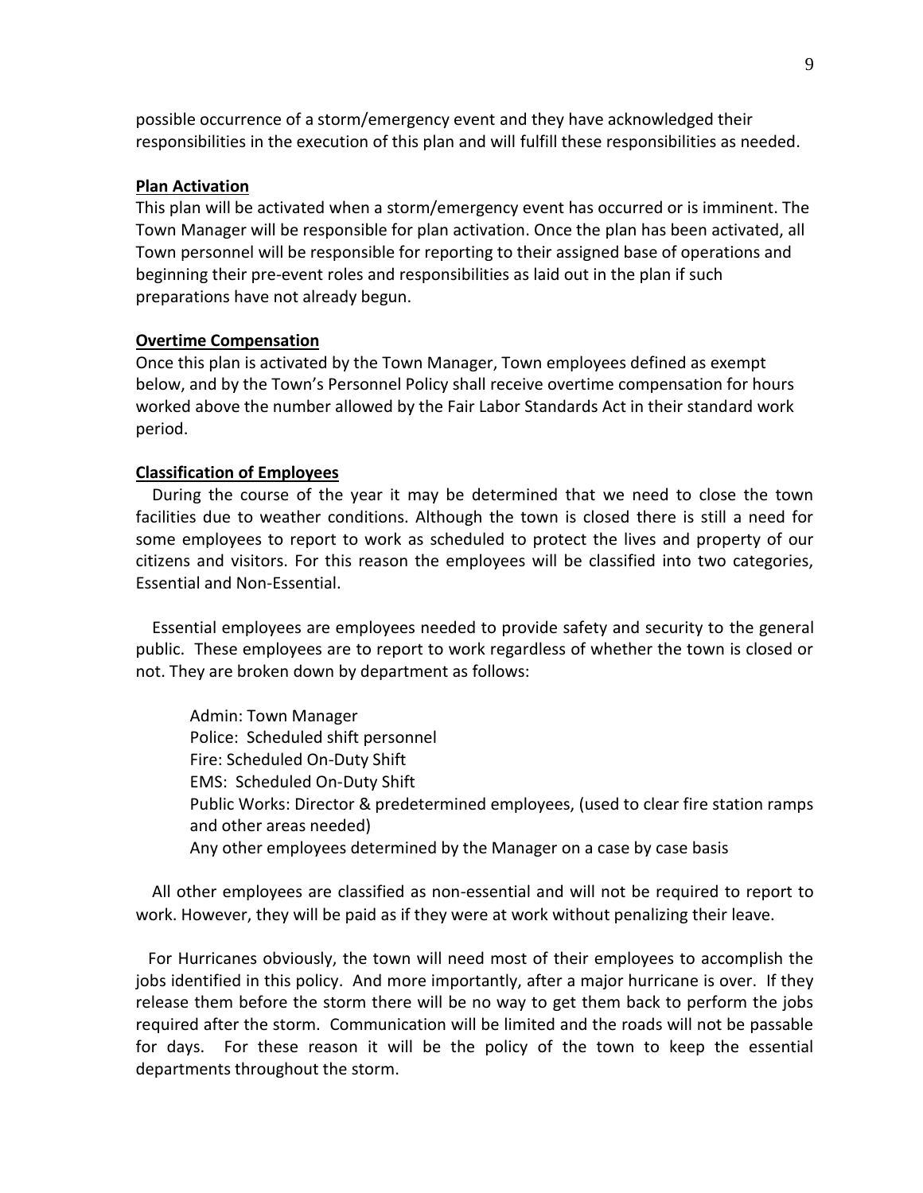possible occurrence of a storm/emergency event and they have acknowledged their responsibilities in the execution of this plan and will fulfill these responsibilities as needed.

**Plan Activation**

This plan will be activated when a storm/emergency event has occurred or is imminent. The Town Manager will be responsible for plan activation. Once the plan has been activated, all Town personnel will be responsible for reporting to their assigned base of operations and beginning their pre-event roles and responsibilities as laid out in the plan if such preparations have not already begun.

**Overtime Compensation**

Once this plan is activated by the Town Manager, Town employees defined as exempt below, and by the Town's Personnel Policy shall receive overtime compensation for hours worked above the number allowed by the Fair Labor Standards Act in their standard work period.

**Classification of Employees**

During the course of the year it may be determined that we need to close the town facilities due to weather conditions. Although the town is closed there is still a need for some employees to report to work as scheduled to protect the lives and property of our citizens and visitors. For this reason the employees will be classified into two categories, Essential and Non-Essential.

Essential employees are employees needed to provide safety and security to the general public. These employees are to report to work regardless of whether the town is closed or not. They are broken down by department as follows:

Admin: Town Manager
Police: Scheduled shift personnel
Fire: Scheduled On-Duty Shift
EMS: Scheduled On-Duty Shift
Public Works: Director & predetermined employees, (used to clear fire station ramps and other areas needed)
Any other employees determined by the Manager on a case by case basis

All other employees are classified as non-essential and will not be required to report to work. However, they will be paid as if they were at work without penalizing their leave.

For Hurricanes obviously, the town will need most of their employees to accomplish the jobs identified in this policy. And more importantly, after a major hurricane is over. If they release them before the storm there will be no way to get them back to perform the jobs required after the storm. Communication will be limited and the roads will not be passable for days. For these reason it will be the policy of the town to keep the essential departments throughout the storm.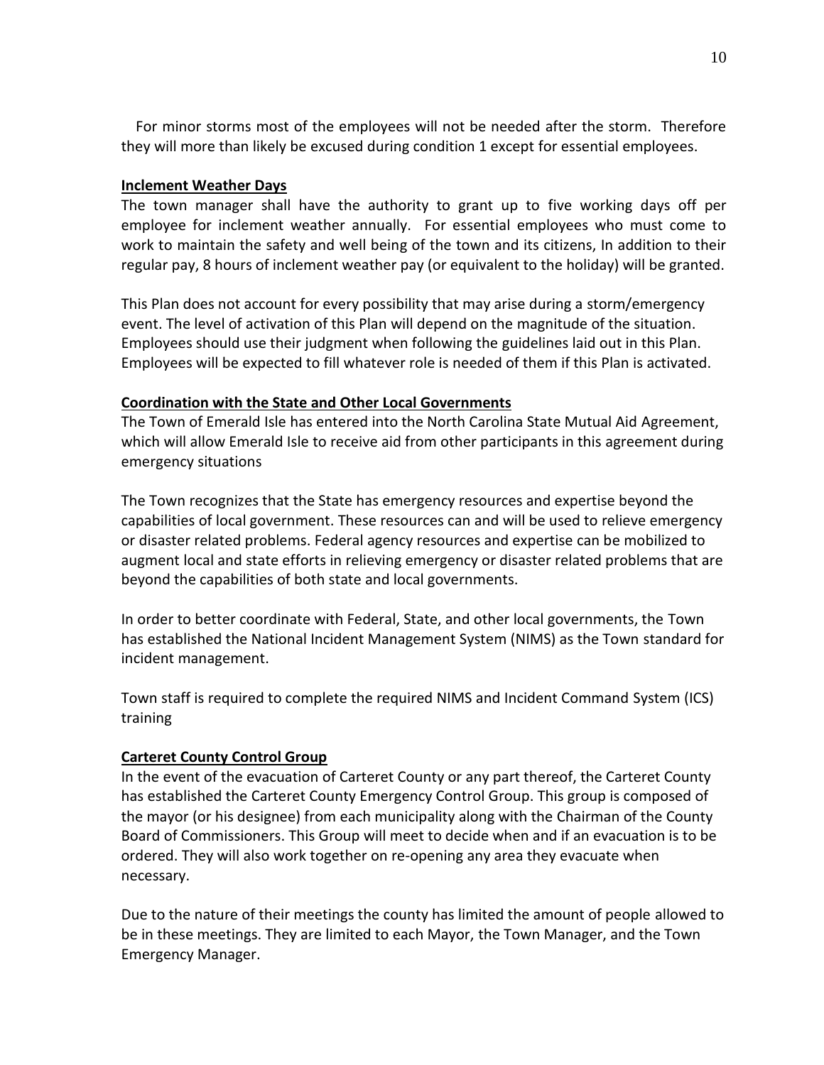For minor storms most of the employees will not be needed after the storm. Therefore they will more than likely be excused during condition 1 except for essential employees.

**Inclement Weather Days**

The town manager shall have the authority to grant up to five working days off per employee for inclement weather annually. For essential employees who must come to work to maintain the safety and well being of the town and its citizens, In addition to their regular pay, 8 hours of inclement weather pay (or equivalent to the holiday) will be granted.

This Plan does not account for every possibility that may arise during a storm/emergency event. The level of activation of this Plan will depend on the magnitude of the situation. Employees should use their judgment when following the guidelines laid out in this Plan. Employees will be expected to fill whatever role is needed of them if this Plan is activated.

**Coordination with the State and Other Local Governments**

The Town of Emerald Isle has entered into the North Carolina State Mutual Aid Agreement, which will allow Emerald Isle to receive aid from other participants in this agreement during emergency situations

The Town recognizes that the State has emergency resources and expertise beyond the capabilities of local government. These resources can and will be used to relieve emergency or disaster related problems. Federal agency resources and expertise can be mobilized to augment local and state efforts in relieving emergency or disaster related problems that are beyond the capabilities of both state and local governments.

In order to better coordinate with Federal, State, and other local governments, the Town has established the National Incident Management System (NIMS) as the Town standard for incident management.

Town staff is required to complete the required NIMS and Incident Command System (ICS) training

**Carteret County Control Group**

In the event of the evacuation of Carteret County or any part thereof, the Carteret County has established the Carteret County Emergency Control Group. This group is composed of the mayor (or his designee) from each municipality along with the Chairman of the County Board of Commissioners. This Group will meet to decide when and if an evacuation is to be ordered. They will also work together on re-opening any area they evacuate when necessary.

Due to the nature of their meetings the county has limited the amount of people allowed to be in these meetings. They are limited to each Mayor, the Town Manager, and the Town Emergency Manager.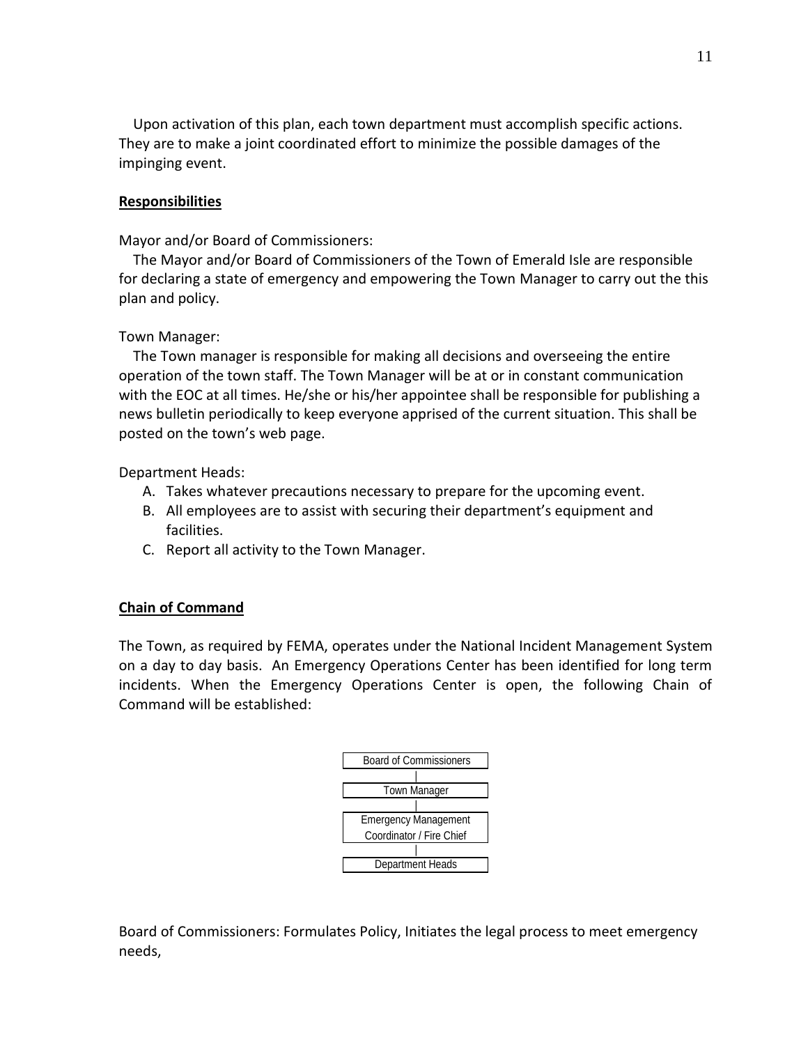Upon activation of this plan, each town department must accomplish specific actions. They are to make a joint coordinated effort to minimize the possible damages of the impinging event.

**Responsibilities**

Mayor and/or Board of Commissioners:

The Mayor and/or Board of Commissioners of the Town of Emerald Isle are responsible for declaring a state of emergency and empowering the Town Manager to carry out the this plan and policy.

Town Manager:

The Town manager is responsible for making all decisions and overseeing the entire operation of the town staff. The Town Manager will be at or in constant communication with the EOC at all times. He/she or his/her appointee shall be responsible for publishing a news bulletin periodically to keep everyone apprised of the current situation. This shall be posted on the town's web page.

Department Heads:

A. Takes whatever precautions necessary to prepare for the upcoming event.
B. All employees are to assist with securing their department's equipment and facilities.
C. Report all activity to the Town Manager.

**Chain of Command**

The Town, as required by FEMA, operates under the National Incident Management System on a day to day basis. An Emergency Operations Center has been identified for long term incidents. When the Emergency Operations Center is open, the following Chain of Command will be established:

Board of Commissioners
|
Town Manager
|
Emergency Management Coordinator / Fire Chief
|
Department Heads

Board of Commissioners: Formulates Policy, Initiates the legal process to meet emergency needs,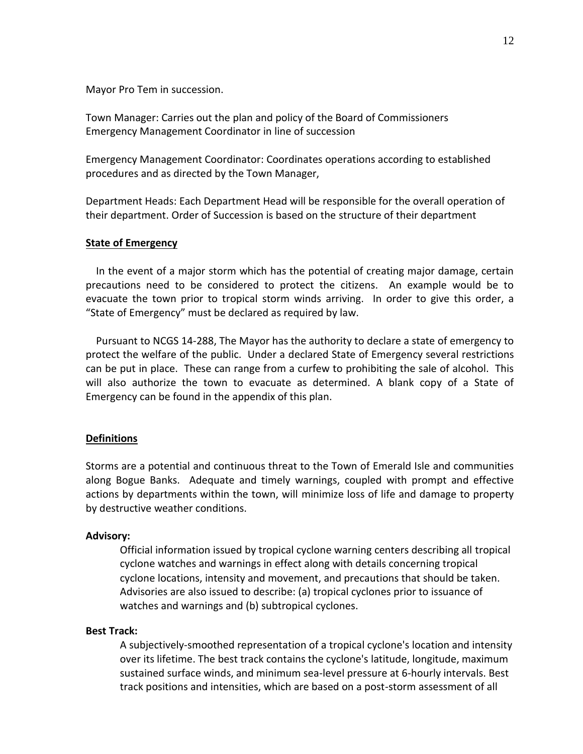Mayor Pro Tem in succession.

Town Manager: Carries out the plan and policy of the Board of Commissioners
Emergency Management Coordinator in line of succession

Emergency Management Coordinator: Coordinates operations according to established procedures and as directed by the Town Manager,

Department Heads: Each Department Head will be responsible for the overall operation of their department. Order of Succession is based on the structure of their department

**State of Emergency**

In the event of a major storm which has the potential of creating major damage, certain precautions need to be considered to protect the citizens. An example would be to evacuate the town prior to tropical storm winds arriving. In order to give this order, a "State of Emergency" must be declared as required by law.

Pursuant to NCGS 14-288, The Mayor has the authority to declare a state of emergency to protect the welfare of the public. Under a declared State of Emergency several restrictions can be put in place. These can range from a curfew to prohibiting the sale of alcohol. This will also authorize the town to evacuate as determined. A blank copy of a State of Emergency can be found in the appendix of this plan.

**Definitions**

Storms are a potential and continuous threat to the Town of Emerald Isle and communities along Bogue Banks. Adequate and timely warnings, coupled with prompt and effective actions by departments within the town, will minimize loss of life and damage to property by destructive weather conditions.

**Advisory:**

Official information issued by tropical cyclone warning centers describing all tropical cyclone watches and warnings in effect along with details concerning tropical cyclone locations, intensity and movement, and precautions that should be taken. Advisories are also issued to describe: (a) tropical cyclones prior to issuance of watches and warnings and (b) subtropical cyclones.

**Best Track:**

A subjectively-smoothed representation of a tropical cyclone's location and intensity over its lifetime. The best track contains the cyclone's latitude, longitude, maximum sustained surface winds, and minimum sea-level pressure at 6-hourly intervals. Best track positions and intensities, which are based on a post-storm assessment of all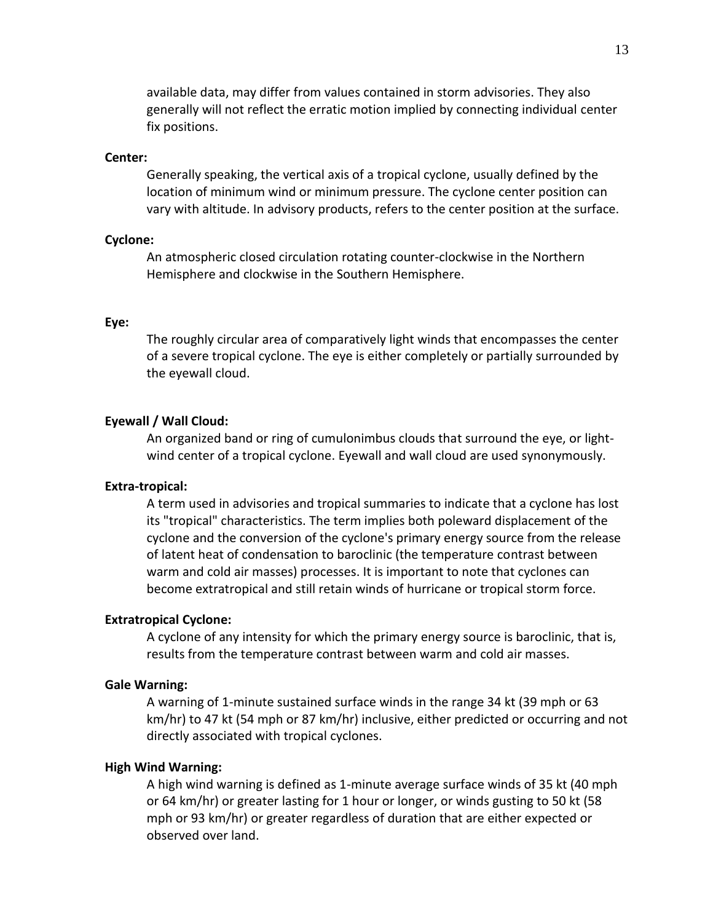available data, may differ from values contained in storm advisories. They also generally will not reflect the erratic motion implied by connecting individual center fix positions.

**Center:**

Generally speaking, the vertical axis of a tropical cyclone, usually defined by the location of minimum wind or minimum pressure. The cyclone center position can vary with altitude. In advisory products, refers to the center position at the surface.

**Cyclone:**

An atmospheric closed circulation rotating counter-clockwise in the Northern Hemisphere and clockwise in the Southern Hemisphere.

**Eye:**

The roughly circular area of comparatively light winds that encompasses the center of a severe tropical cyclone. The eye is either completely or partially surrounded by the eyewall cloud.

**Eyewall / Wall Cloud:**

An organized band or ring of cumulonimbus clouds that surround the eye, or light-wind center of a tropical cyclone. Eyewall and wall cloud are used synonymously.

**Extra-tropical:**

A term used in advisories and tropical summaries to indicate that a cyclone has lost its "tropical" characteristics. The term implies both poleward displacement of the cyclone and the conversion of the cyclone's primary energy source from the release of latent heat of condensation to baroclinic (the temperature contrast between warm and cold air masses) processes. It is important to note that cyclones can become extratropical and still retain winds of hurricane or tropical storm force.

**Extratropical Cyclone:**

A cyclone of any intensity for which the primary energy source is baroclinic, that is, results from the temperature contrast between warm and cold air masses.

**Gale Warning:**

A warning of 1-minute sustained surface winds in the range 34 kt (39 mph or 63 km/hr) to 47 kt (54 mph or 87 km/hr) inclusive, either predicted or occurring and not directly associated with tropical cyclones.

**High Wind Warning:**

A high wind warning is defined as 1-minute average surface winds of 35 kt (40 mph or 64 km/hr) or greater lasting for 1 hour or longer, or winds gusting to 50 kt (58 mph or 93 km/hr) or greater regardless of duration that are either expected or observed over land.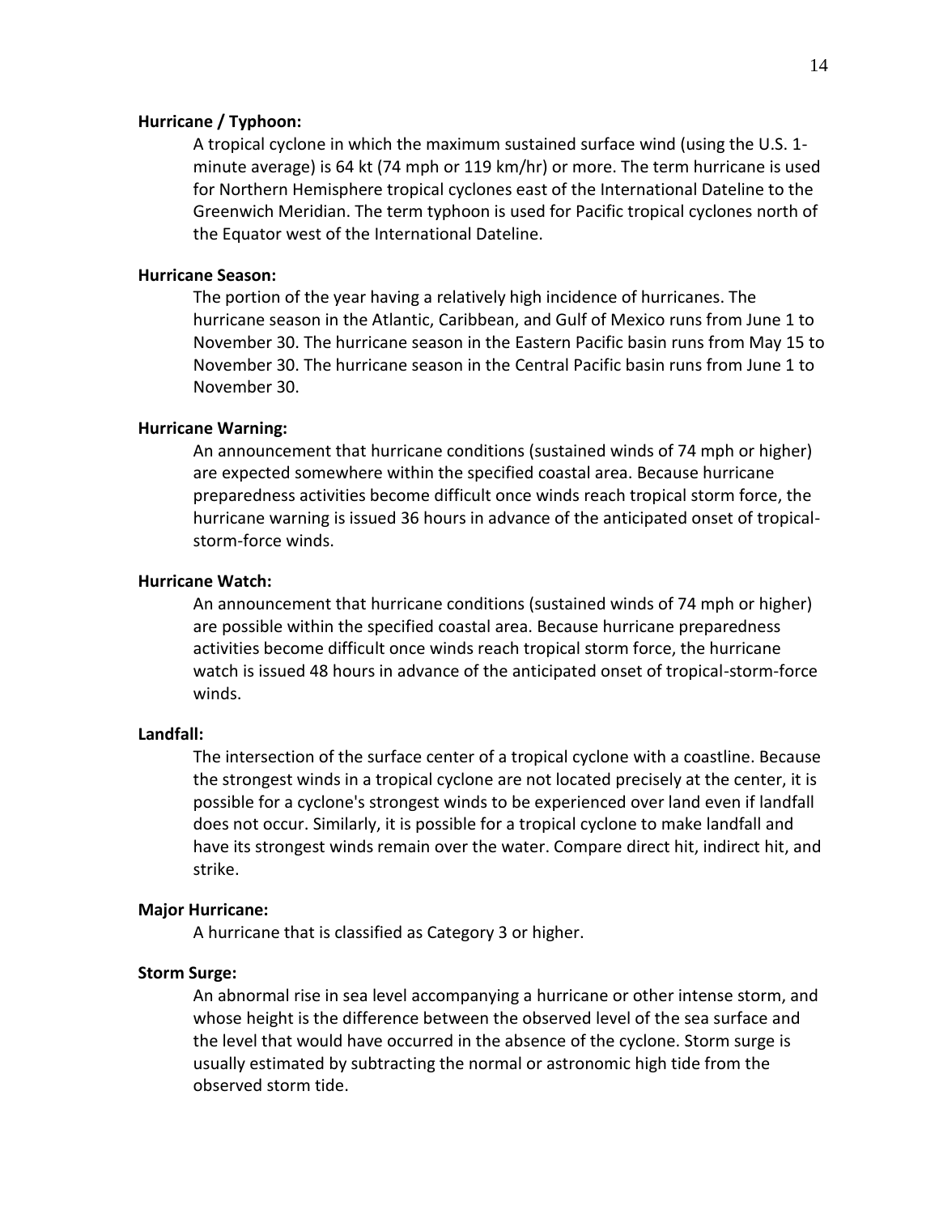**Hurricane / Typhoon:**

A tropical cyclone in which the maximum sustained surface wind (using the U.S. 1-minute average) is 64 kt (74 mph or 119 km/hr) or more. The term hurricane is used for Northern Hemisphere tropical cyclones east of the International Dateline to the Greenwich Meridian. The term typhoon is used for Pacific tropical cyclones north of the Equator west of the International Dateline.

**Hurricane Season:**

The portion of the year having a relatively high incidence of hurricanes. The hurricane season in the Atlantic, Caribbean, and Gulf of Mexico runs from June 1 to November 30. The hurricane season in the Eastern Pacific basin runs from May 15 to November 30. The hurricane season in the Central Pacific basin runs from June 1 to November 30.

**Hurricane Warning:**

An announcement that hurricane conditions (sustained winds of 74 mph or higher) are expected somewhere within the specified coastal area. Because hurricane preparedness activities become difficult once winds reach tropical storm force, the hurricane warning is issued 36 hours in advance of the anticipated onset of tropical-storm-force winds.

**Hurricane Watch:**

An announcement that hurricane conditions (sustained winds of 74 mph or higher) are possible within the specified coastal area. Because hurricane preparedness activities become difficult once winds reach tropical storm force, the hurricane watch is issued 48 hours in advance of the anticipated onset of tropical-storm-force winds.

**Landfall:**

The intersection of the surface center of a tropical cyclone with a coastline. Because the strongest winds in a tropical cyclone are not located precisely at the center, it is possible for a cyclone's strongest winds to be experienced over land even if landfall does not occur. Similarly, it is possible for a tropical cyclone to make landfall and have its strongest winds remain over the water. Compare direct hit, indirect hit, and strike.

**Major Hurricane:**

A hurricane that is classified as Category 3 or higher.

**Storm Surge:**

An abnormal rise in sea level accompanying a hurricane or other intense storm, and whose height is the difference between the observed level of the sea surface and the level that would have occurred in the absence of the cyclone. Storm surge is usually estimated by subtracting the normal or astronomic high tide from the observed storm tide.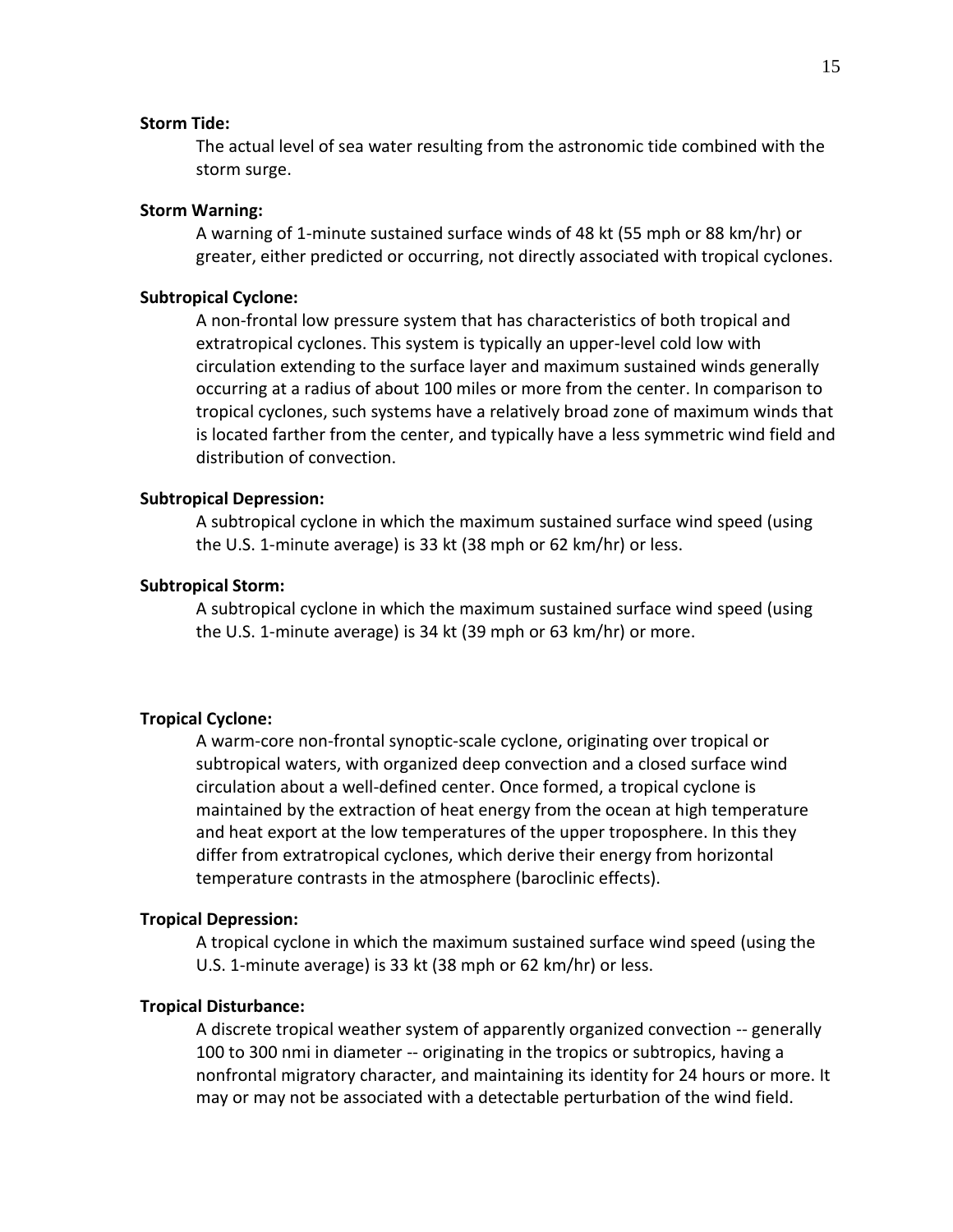**Storm Tide:**

The actual level of sea water resulting from the astronomic tide combined with the storm surge.

**Storm Warning:**

A warning of 1-minute sustained surface winds of 48 kt (55 mph or 88 km/hr) or greater, either predicted or occurring, not directly associated with tropical cyclones.

**Subtropical Cyclone:**

A non-frontal low pressure system that has characteristics of both tropical and extratropical cyclones. This system is typically an upper-level cold low with circulation extending to the surface layer and maximum sustained winds generally occurring at a radius of about 100 miles or more from the center. In comparison to tropical cyclones, such systems have a relatively broad zone of maximum winds that is located farther from the center, and typically have a less symmetric wind field and distribution of convection.

**Subtropical Depression:**

A subtropical cyclone in which the maximum sustained surface wind speed (using the U.S. 1-minute average) is 33 kt (38 mph or 62 km/hr) or less.

**Subtropical Storm:**

A subtropical cyclone in which the maximum sustained surface wind speed (using the U.S. 1-minute average) is 34 kt (39 mph or 63 km/hr) or more.

**Tropical Cyclone:**

A warm-core non-frontal synoptic-scale cyclone, originating over tropical or subtropical waters, with organized deep convection and a closed surface wind circulation about a well-defined center. Once formed, a tropical cyclone is maintained by the extraction of heat energy from the ocean at high temperature and heat export at the low temperatures of the upper troposphere. In this they differ from extratropical cyclones, which derive their energy from horizontal temperature contrasts in the atmosphere (baroclinic effects).

**Tropical Depression:**

A tropical cyclone in which the maximum sustained surface wind speed (using the U.S. 1-minute average) is 33 kt (38 mph or 62 km/hr) or less.

**Tropical Disturbance:**

A discrete tropical weather system of apparently organized convection -- generally 100 to 300 nmi in diameter -- originating in the tropics or subtropics, having a nonfrontal migratory character, and maintaining its identity for 24 hours or more. It may or may not be associated with a detectable perturbation of the wind field.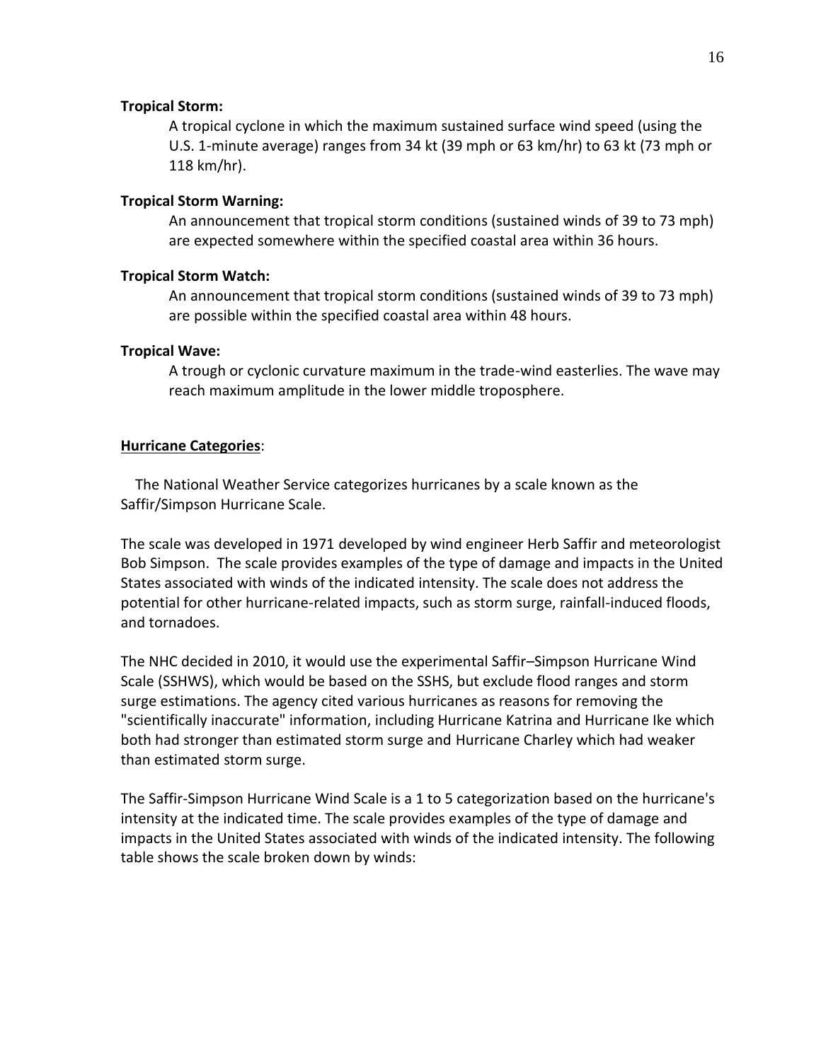**Tropical Storm:**

A tropical cyclone in which the maximum sustained surface wind speed (using the U.S. 1-minute average) ranges from 34 kt (39 mph or 63 km/hr) to 63 kt (73 mph or 118 km/hr).

**Tropical Storm Warning:**

An announcement that tropical storm conditions (sustained winds of 39 to 73 mph) are expected somewhere within the specified coastal area within 36 hours.

**Tropical Storm Watch:**

An announcement that tropical storm conditions (sustained winds of 39 to 73 mph) are possible within the specified coastal area within 48 hours.

**Tropical Wave:**

A trough or cyclonic curvature maximum in the trade-wind easterlies. The wave may reach maximum amplitude in the lower middle troposphere.

**Hurricane Categories**:

The National Weather Service categorizes hurricanes by a scale known as the Saffir/Simpson Hurricane Scale.

The scale was developed in 1971 developed by wind engineer Herb Saffir and meteorologist Bob Simpson. The scale provides examples of the type of damage and impacts in the United States associated with winds of the indicated intensity. The scale does not address the potential for other hurricane-related impacts, such as storm surge, rainfall-induced floods, and tornadoes.

The NHC decided in 2010, it would use the experimental Saffir–Simpson Hurricane Wind Scale (SSHWS), which would be based on the SSHS, but exclude flood ranges and storm surge estimations. The agency cited various hurricanes as reasons for removing the "scientifically inaccurate" information, including Hurricane Katrina and Hurricane Ike which both had stronger than estimated storm surge and Hurricane Charley which had weaker than estimated storm surge.

The Saffir-Simpson Hurricane Wind Scale is a 1 to 5 categorization based on the hurricane's intensity at the indicated time. The scale provides examples of the type of damage and impacts in the United States associated with winds of the indicated intensity. The following table shows the scale broken down by winds: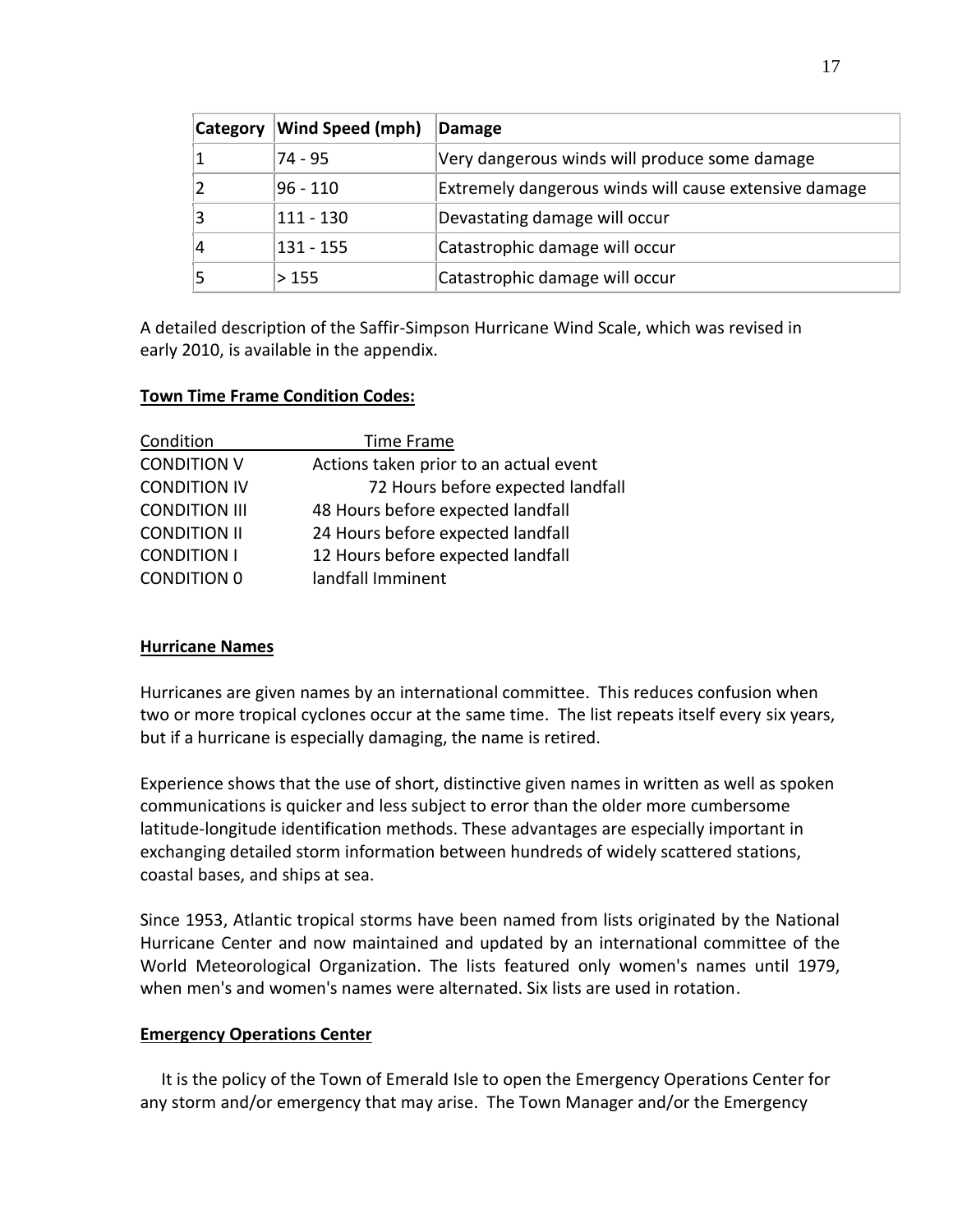| Category | Wind Speed (mph) | Damage |
|---|---|---|
| 1 | 74 - 95 | Very dangerous winds will produce some damage |
| 2 | 96 - 110 | Extremely dangerous winds will cause extensive damage |
| 3 | 111 - 130 | Devastating damage will occur |
| 4 | 131 - 155 | Catastrophic damage will occur |
| 5 | > 155 | Catastrophic damage will occur |

A detailed description of the Saffir-Simpson Hurricane Wind Scale, which was revised in early 2010, is available in the appendix.

**Town Time Frame Condition Codes:**

| Condition | Time Frame |
|---|---|
| CONDITION V | Actions taken prior to an actual event |
| CONDITION IV | 72 Hours before expected landfall |
| CONDITION III | 48 Hours before expected landfall |
| CONDITION II | 24 Hours before expected landfall |
| CONDITION I | 12 Hours before expected landfall |
| CONDITION 0 | landfall Imminent |

**Hurricane Names**

Hurricanes are given names by an international committee. This reduces confusion when two or more tropical cyclones occur at the same time. The list repeats itself every six years, but if a hurricane is especially damaging, the name is retired.

Experience shows that the use of short, distinctive given names in written as well as spoken communications is quicker and less subject to error than the older more cumbersome latitude-longitude identification methods. These advantages are especially important in exchanging detailed storm information between hundreds of widely scattered stations, coastal bases, and ships at sea.

Since 1953, Atlantic tropical storms have been named from lists originated by the National Hurricane Center and now maintained and updated by an international committee of the World Meteorological Organization. The lists featured only women's names until 1979, when men's and women's names were alternated. Six lists are used in rotation.

**Emergency Operations Center**

It is the policy of the Town of Emerald Isle to open the Emergency Operations Center for any storm and/or emergency that may arise. The Town Manager and/or the Emergency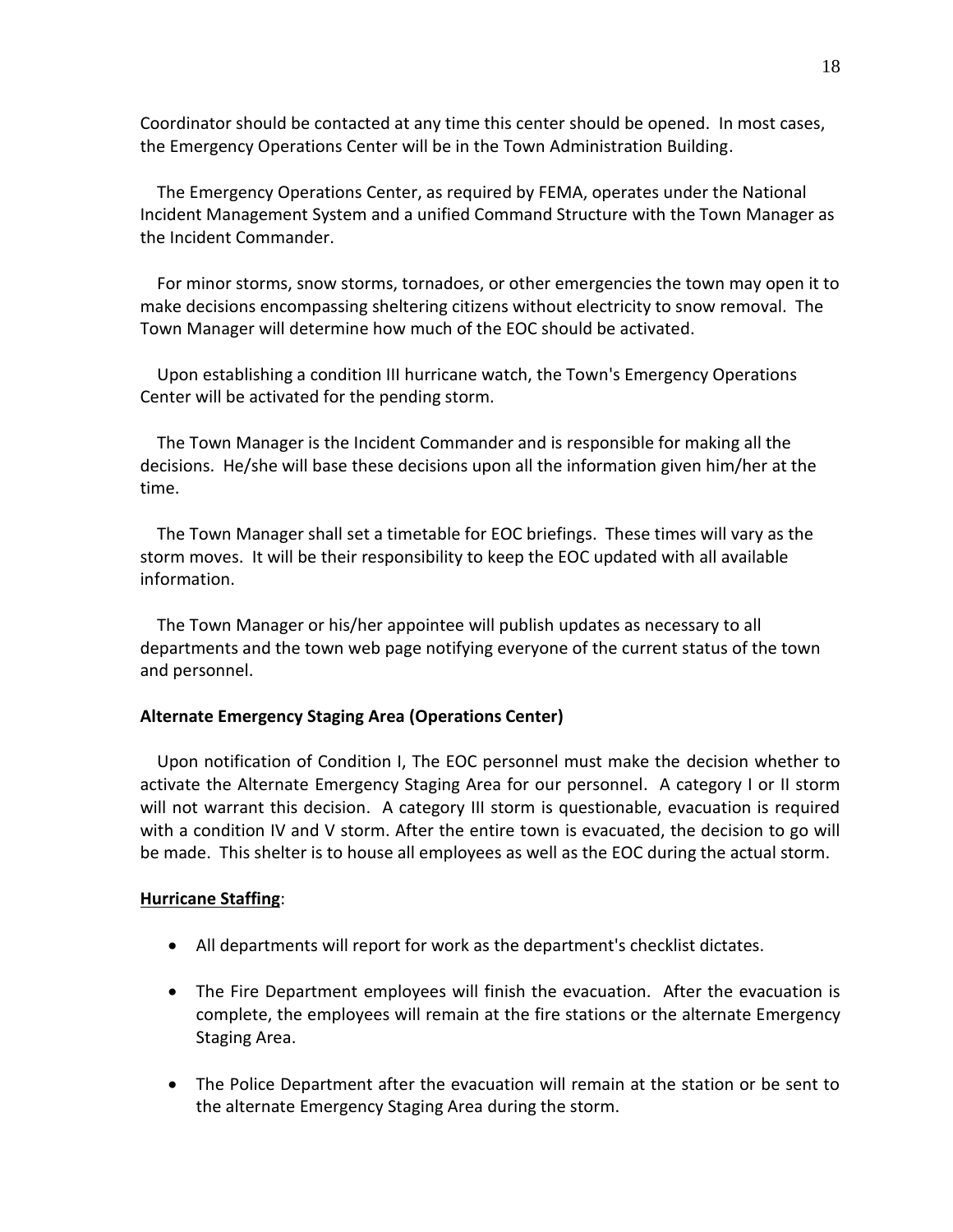Coordinator should be contacted at any time this center should be opened. In most cases, the Emergency Operations Center will be in the Town Administration Building.

The Emergency Operations Center, as required by FEMA, operates under the National Incident Management System and a unified Command Structure with the Town Manager as the Incident Commander.

For minor storms, snow storms, tornadoes, or other emergencies the town may open it to make decisions encompassing sheltering citizens without electricity to snow removal. The Town Manager will determine how much of the EOC should be activated.

Upon establishing a condition III hurricane watch, the Town's Emergency Operations Center will be activated for the pending storm.

The Town Manager is the Incident Commander and is responsible for making all the decisions. He/she will base these decisions upon all the information given him/her at the time.

The Town Manager shall set a timetable for EOC briefings. These times will vary as the storm moves. It will be their responsibility to keep the EOC updated with all available information.

The Town Manager or his/her appointee will publish updates as necessary to all departments and the town web page notifying everyone of the current status of the town and personnel.

**Alternate Emergency Staging Area (Operations Center)**

Upon notification of Condition I, The EOC personnel must make the decision whether to activate the Alternate Emergency Staging Area for our personnel. A category I or II storm will not warrant this decision. A category III storm is questionable, evacuation is required with a condition IV and V storm. After the entire town is evacuated, the decision to go will be made. This shelter is to house all employees as well as the EOC during the actual storm.

**Hurricane Staffing**:

- All departments will report for work as the department's checklist dictates.
- The Fire Department employees will finish the evacuation. After the evacuation is complete, the employees will remain at the fire stations or the alternate Emergency Staging Area.
- The Police Department after the evacuation will remain at the station or be sent to the alternate Emergency Staging Area during the storm.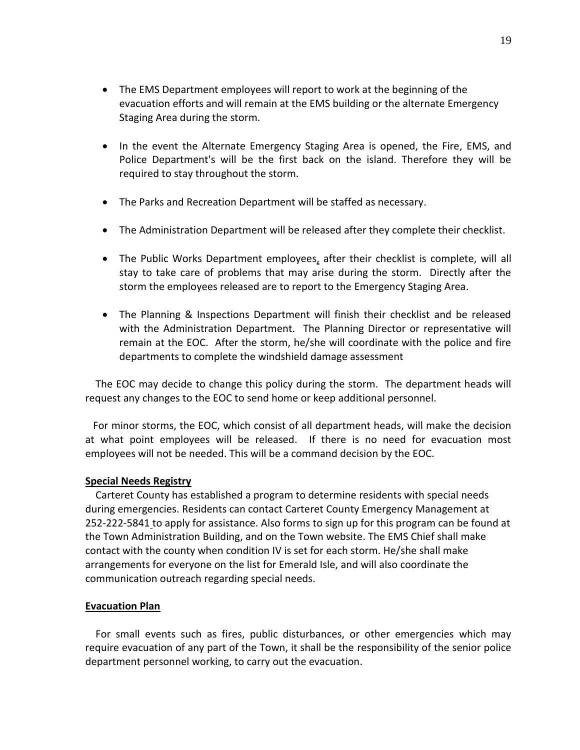- The EMS Department employees will report to work at the beginning of the evacuation efforts and will remain at the EMS building or the alternate Emergency Staging Area during the storm.

- In the event the Alternate Emergency Staging Area is opened, the Fire, EMS, and Police Department's will be the first back on the island. Therefore they will be required to stay throughout the storm.

- The Parks and Recreation Department will be staffed as necessary.

- The Administration Department will be released after they complete their checklist.

- The Public Works Department employees, after their checklist is complete, will all stay to take care of problems that may arise during the storm. Directly after the storm the employees released are to report to the Emergency Staging Area.

- The Planning & Inspections Department will finish their checklist and be released with the Administration Department. The Planning Director or representative will remain at the EOC. After the storm, he/she will coordinate with the police and fire departments to complete the windshield damage assessment

The EOC may decide to change this policy during the storm. The department heads will request any changes to the EOC to send home or keep additional personnel.

For minor storms, the EOC, which consist of all department heads, will make the decision at what point employees will be released. If there is no need for evacuation most employees will not be needed. This will be a command decision by the EOC.

**Special Needs Registry**

Carteret County has established a program to determine residents with special needs during emergencies. Residents can contact Carteret County Emergency Management at 252-222-5841 to apply for assistance. Also forms to sign up for this program can be found at the Town Administration Building, and on the Town website. The EMS Chief shall make contact with the county when condition IV is set for each storm. He/she shall make arrangements for everyone on the list for Emerald Isle, and will also coordinate the communication outreach regarding special needs.

**Evacuation Plan**

For small events such as fires, public disturbances, or other emergencies which may require evacuation of any part of the Town, it shall be the responsibility of the senior police department personnel working, to carry out the evacuation.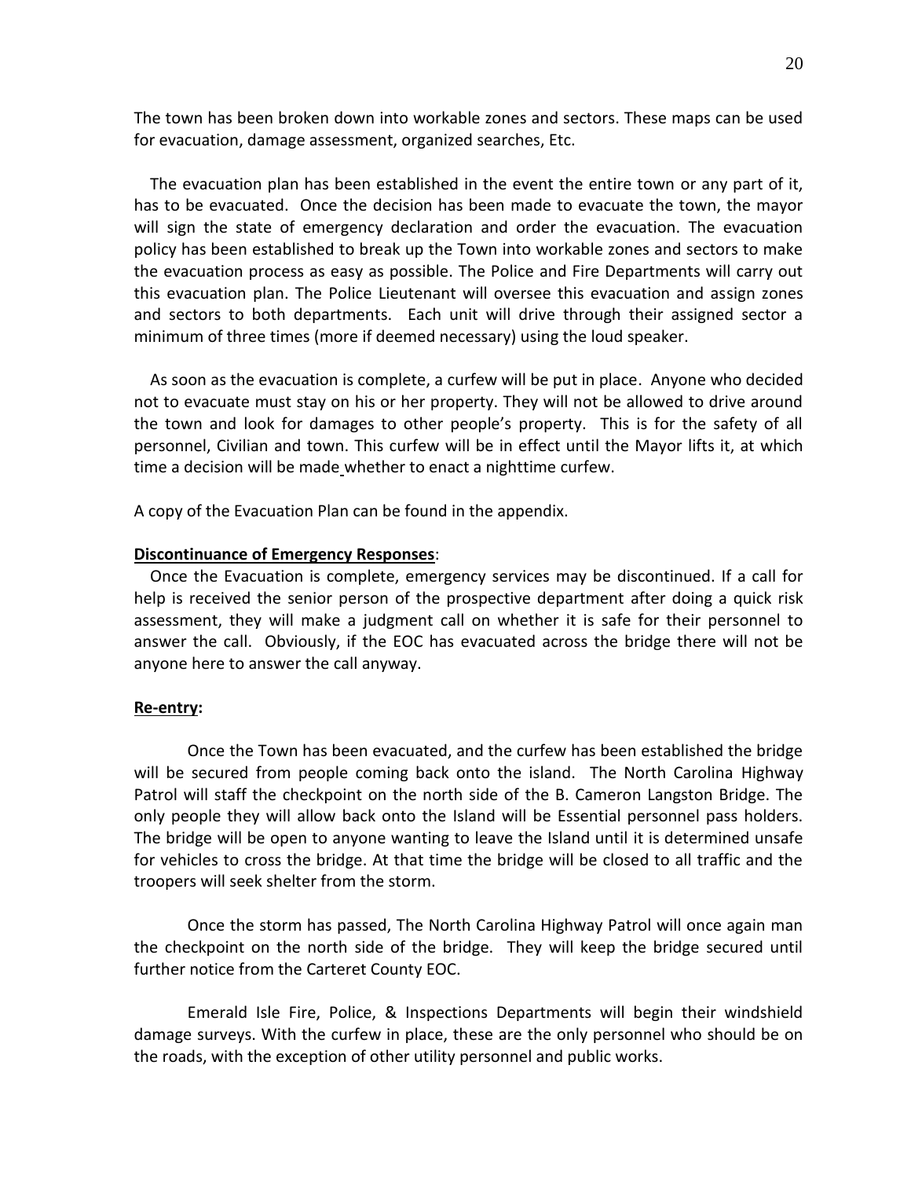The town has been broken down into workable zones and sectors. These maps can be used for evacuation, damage assessment, organized searches, Etc.

The evacuation plan has been established in the event the entire town or any part of it, has to be evacuated. Once the decision has been made to evacuate the town, the mayor will sign the state of emergency declaration and order the evacuation. The evacuation policy has been established to break up the Town into workable zones and sectors to make the evacuation process as easy as possible. The Police and Fire Departments will carry out this evacuation plan. The Police Lieutenant will oversee this evacuation and assign zones and sectors to both departments. Each unit will drive through their assigned sector a minimum of three times (more if deemed necessary) using the loud speaker.

As soon as the evacuation is complete, a curfew will be put in place. Anyone who decided not to evacuate must stay on his or her property. They will not be allowed to drive around the town and look for damages to other people's property. This is for the safety of all personnel, Civilian and town. This curfew will be in effect until the Mayor lifts it, at which time a decision will be made whether to enact a nighttime curfew.

A copy of the Evacuation Plan can be found in the appendix.

**Discontinuance of Emergency Responses**:

Once the Evacuation is complete, emergency services may be discontinued. If a call for help is received the senior person of the prospective department after doing a quick risk assessment, they will make a judgment call on whether it is safe for their personnel to answer the call. Obviously, if the EOC has evacuated across the bridge there will not be anyone here to answer the call anyway.

**Re-entry:**

Once the Town has been evacuated, and the curfew has been established the bridge will be secured from people coming back onto the island. The North Carolina Highway Patrol will staff the checkpoint on the north side of the B. Cameron Langston Bridge. The only people they will allow back onto the Island will be Essential personnel pass holders. The bridge will be open to anyone wanting to leave the Island until it is determined unsafe for vehicles to cross the bridge. At that time the bridge will be closed to all traffic and the troopers will seek shelter from the storm.

Once the storm has passed, The North Carolina Highway Patrol will once again man the checkpoint on the north side of the bridge. They will keep the bridge secured until further notice from the Carteret County EOC.

Emerald Isle Fire, Police, & Inspections Departments will begin their windshield damage surveys. With the curfew in place, these are the only personnel who should be on the roads, with the exception of other utility personnel and public works.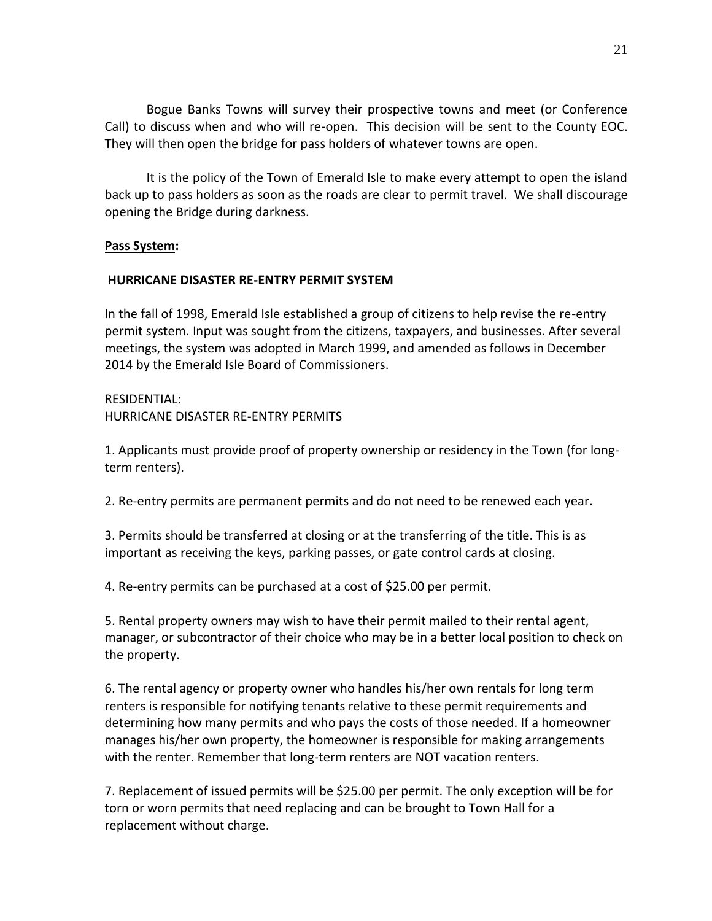Bogue Banks Towns will survey their prospective towns and meet (or Conference Call) to discuss when and who will re-open. This decision will be sent to the County EOC. They will then open the bridge for pass holders of whatever towns are open.

It is the policy of the Town of Emerald Isle to make every attempt to open the island back up to pass holders as soon as the roads are clear to permit travel. We shall discourage opening the Bridge during darkness.

**Pass System:**

**HURRICANE DISASTER RE-ENTRY PERMIT SYSTEM**

In the fall of 1998, Emerald Isle established a group of citizens to help revise the re-entry permit system. Input was sought from the citizens, taxpayers, and businesses. After several meetings, the system was adopted in March 1999, and amended as follows in December 2014 by the Emerald Isle Board of Commissioners.

RESIDENTIAL:
HURRICANE DISASTER RE-ENTRY PERMITS

1. Applicants must provide proof of property ownership or residency in the Town (for long-term renters).

2. Re-entry permits are permanent permits and do not need to be renewed each year.

3. Permits should be transferred at closing or at the transferring of the title. This is as important as receiving the keys, parking passes, or gate control cards at closing.

4. Re-entry permits can be purchased at a cost of $25.00 per permit.

5. Rental property owners may wish to have their permit mailed to their rental agent, manager, or subcontractor of their choice who may be in a better local position to check on the property.

6. The rental agency or property owner who handles his/her own rentals for long term renters is responsible for notifying tenants relative to these permit requirements and determining how many permits and who pays the costs of those needed. If a homeowner manages his/her own property, the homeowner is responsible for making arrangements with the renter. Remember that long-term renters are NOT vacation renters.

7. Replacement of issued permits will be $25.00 per permit. The only exception will be for torn or worn permits that need replacing and can be brought to Town Hall for a replacement without charge.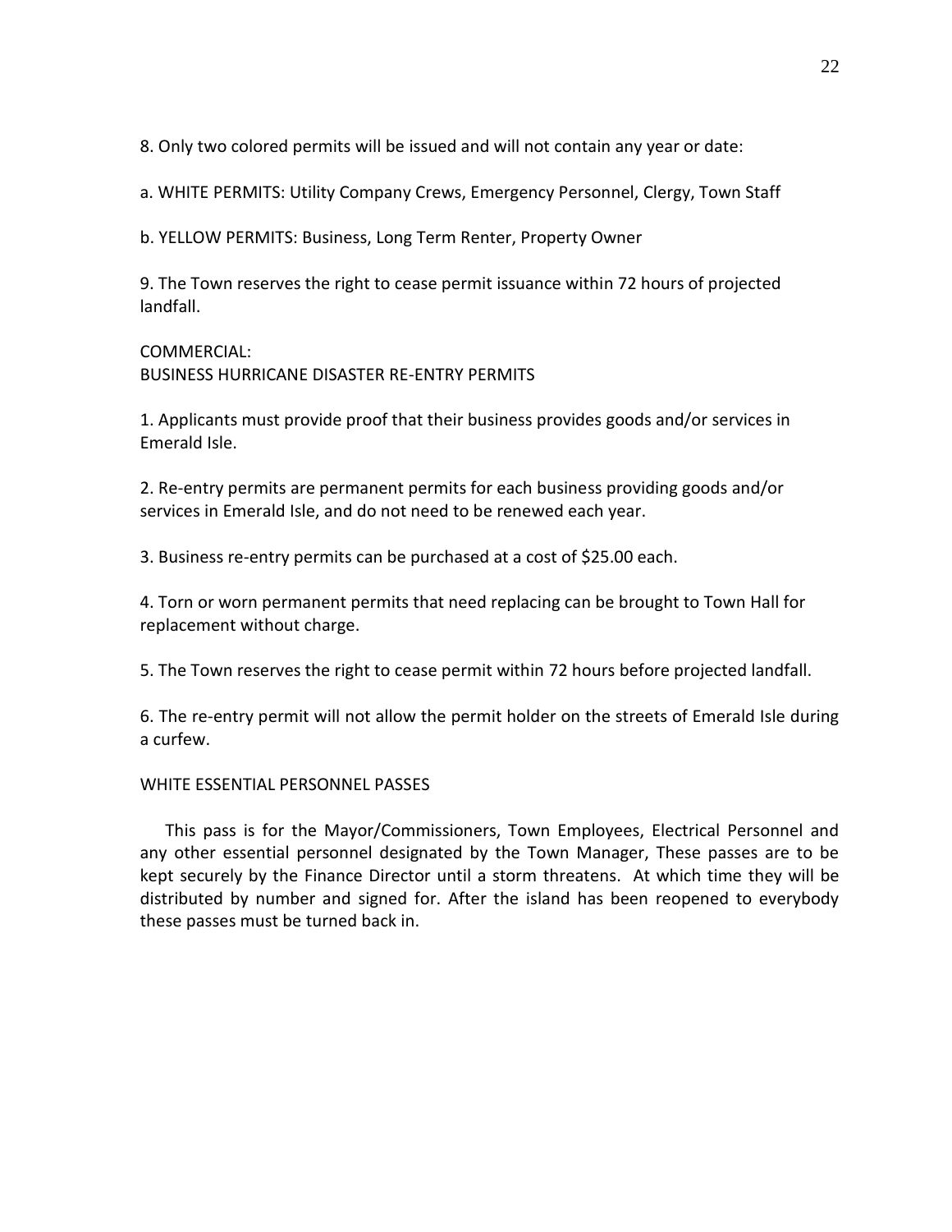8. Only two colored permits will be issued and will not contain any year or date:

a. WHITE PERMITS: Utility Company Crews, Emergency Personnel, Clergy, Town Staff

b. YELLOW PERMITS: Business, Long Term Renter, Property Owner

9. The Town reserves the right to cease permit issuance within 72 hours of projected landfall.

COMMERCIAL:
BUSINESS HURRICANE DISASTER RE-ENTRY PERMITS

1. Applicants must provide proof that their business provides goods and/or services in Emerald Isle.

2. Re-entry permits are permanent permits for each business providing goods and/or services in Emerald Isle, and do not need to be renewed each year.

3. Business re-entry permits can be purchased at a cost of $25.00 each.

4. Torn or worn permanent permits that need replacing can be brought to Town Hall for replacement without charge.

5. The Town reserves the right to cease permit within 72 hours before projected landfall.

6. The re-entry permit will not allow the permit holder on the streets of Emerald Isle during a curfew.

WHITE ESSENTIAL PERSONNEL PASSES

This pass is for the Mayor/Commissioners, Town Employees, Electrical Personnel and any other essential personnel designated by the Town Manager, These passes are to be kept securely by the Finance Director until a storm threatens. At which time they will be distributed by number and signed for. After the island has been reopened to everybody these passes must be turned back in.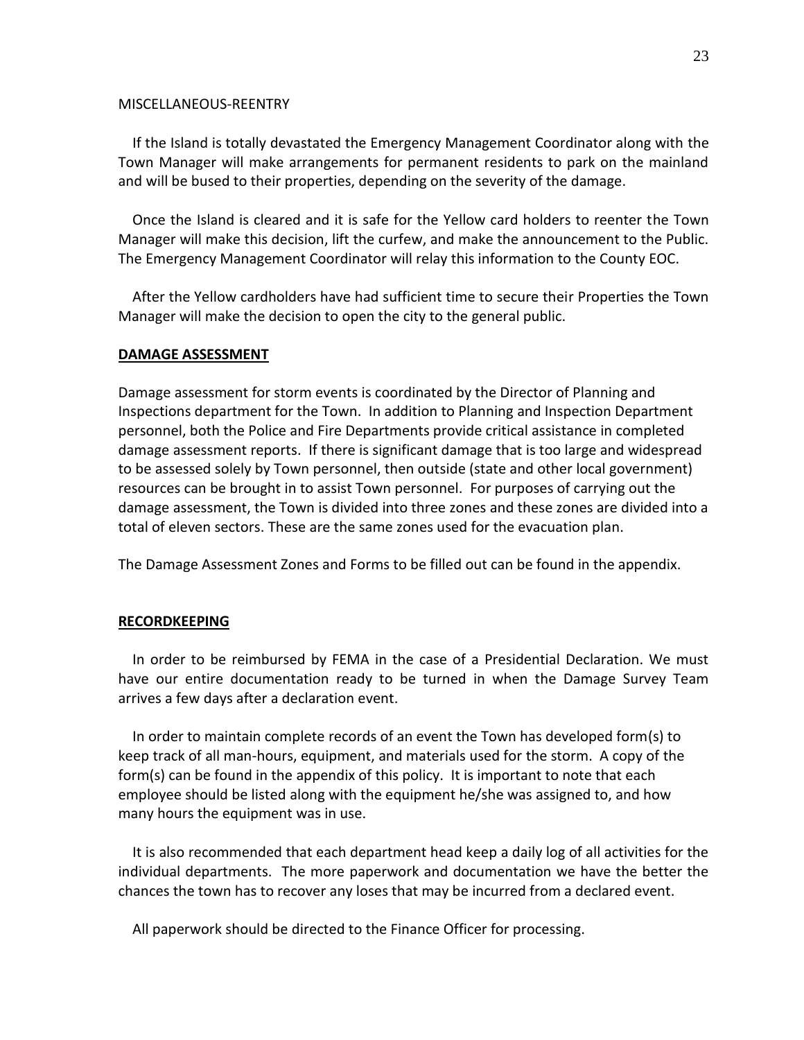MISCELLANEOUS-REENTRY

If the Island is totally devastated the Emergency Management Coordinator along with the Town Manager will make arrangements for permanent residents to park on the mainland and will be bused to their properties, depending on the severity of the damage.

Once the Island is cleared and it is safe for the Yellow card holders to reenter the Town Manager will make this decision, lift the curfew, and make the announcement to the Public. The Emergency Management Coordinator will relay this information to the County EOC.

After the Yellow cardholders have had sufficient time to secure their Properties the Town Manager will make the decision to open the city to the general public.

**DAMAGE ASSESSMENT**

Damage assessment for storm events is coordinated by the Director of Planning and Inspections department for the Town. In addition to Planning and Inspection Department personnel, both the Police and Fire Departments provide critical assistance in completed damage assessment reports. If there is significant damage that is too large and widespread to be assessed solely by Town personnel, then outside (state and other local government) resources can be brought in to assist Town personnel. For purposes of carrying out the damage assessment, the Town is divided into three zones and these zones are divided into a total of eleven sectors. These are the same zones used for the evacuation plan.

The Damage Assessment Zones and Forms to be filled out can be found in the appendix.

**RECORDKEEPING**

In order to be reimbursed by FEMA in the case of a Presidential Declaration. We must have our entire documentation ready to be turned in when the Damage Survey Team arrives a few days after a declaration event.

In order to maintain complete records of an event the Town has developed form(s) to keep track of all man-hours, equipment, and materials used for the storm. A copy of the form(s) can be found in the appendix of this policy. It is important to note that each employee should be listed along with the equipment he/she was assigned to, and how many hours the equipment was in use.

It is also recommended that each department head keep a daily log of all activities for the individual departments. The more paperwork and documentation we have the better the chances the town has to recover any loses that may be incurred from a declared event.

All paperwork should be directed to the Finance Officer for processing.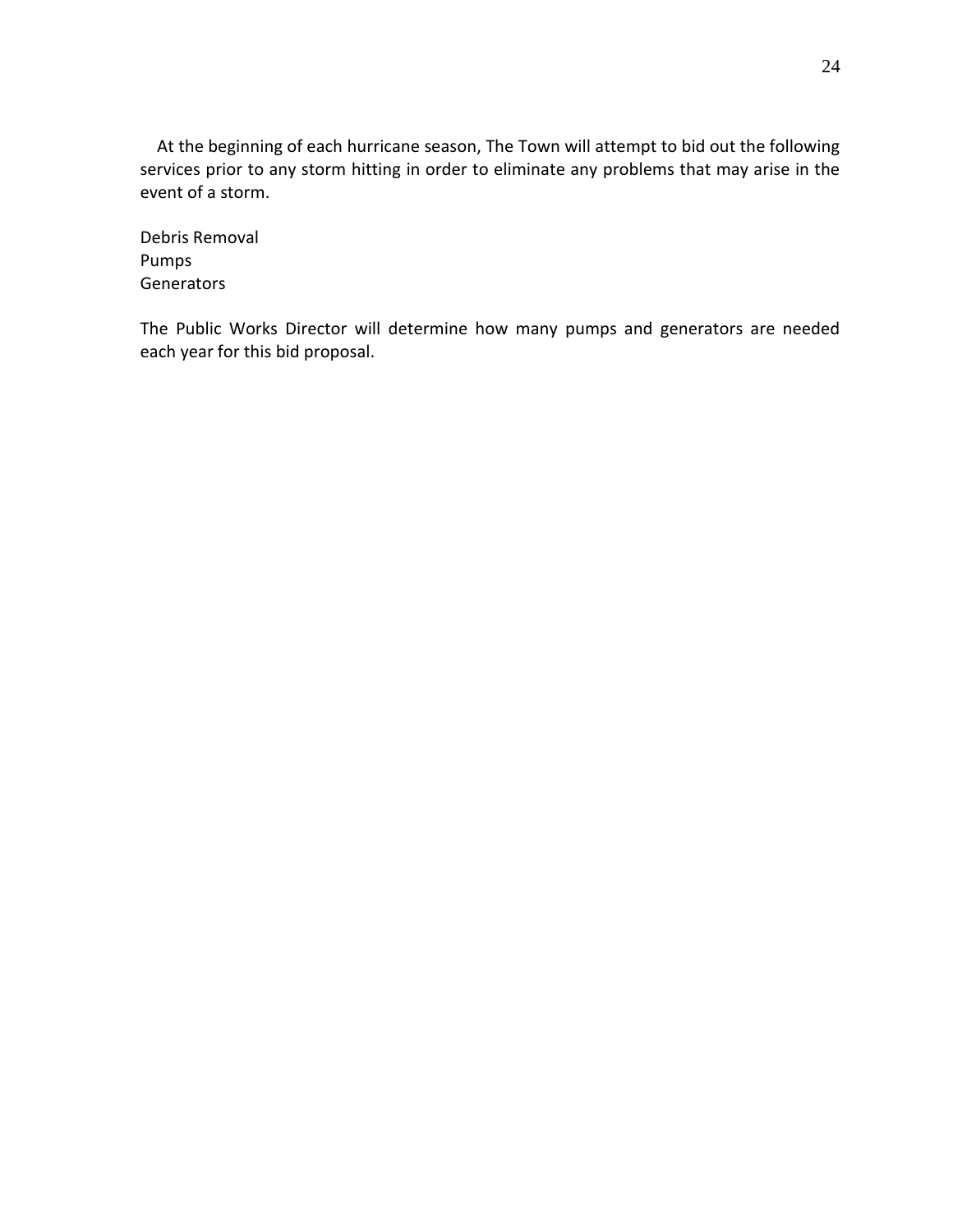At the beginning of each hurricane season, The Town will attempt to bid out the following services prior to any storm hitting in order to eliminate any problems that may arise in the event of a storm.

Debris Removal
Pumps
Generators

The Public Works Director will determine how many pumps and generators are needed each year for this bid proposal.